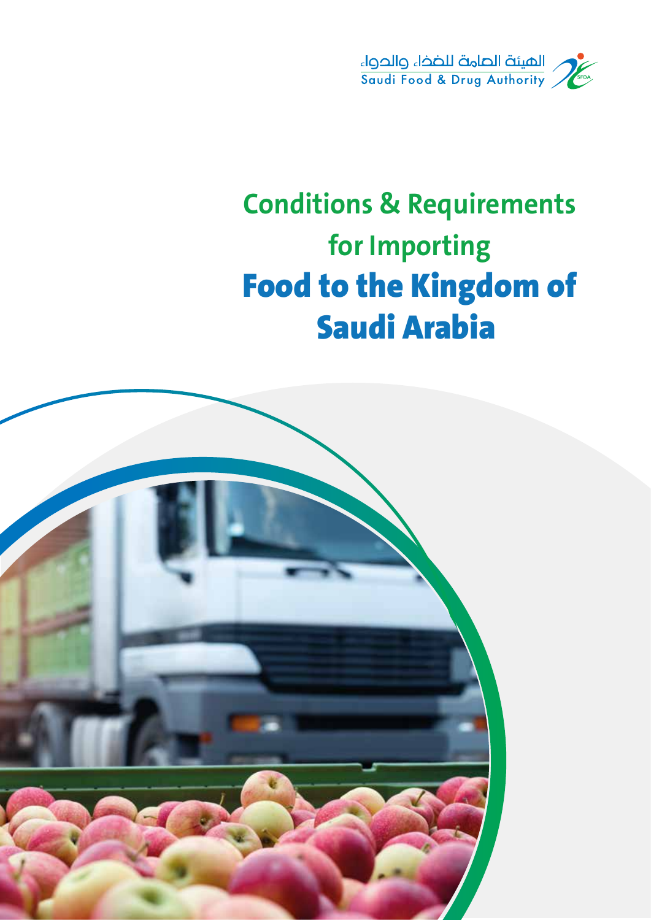الهيئة العامة للغذاء والدواء
Saudi Food & Drug Authority

# Conditions & Requirements for Importing Food to the Kingdom of Saudi Arabia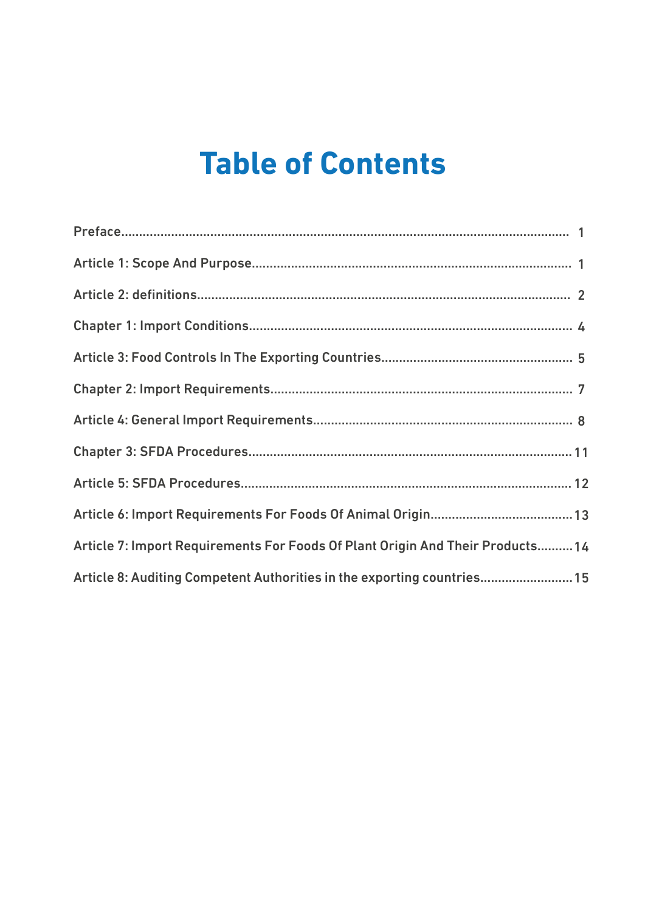# Table of Contents

| | |
|---|---|
| Preface | 1 |
| Article 1: Scope And Purpose | 1 |
| Article 2: definitions | 2 |
| Chapter 1: Import Conditions | 4 |
| Article 3: Food Controls In The Exporting Countries | 5 |
| Chapter 2: Import Requirements | 7 |
| Article 4: General Import Requirements | 8 |
| Chapter 3: SFDA Procedures | 11 |
| Article 5: SFDA Procedures | 12 |
| Article 6: Import Requirements For Foods Of Animal Origin | 13 |
| Article 7: Import Requirements For Foods Of Plant Origin And Their Products | 14 |
| Article 8: Auditing Competent Authorities in the exporting countries | 15 |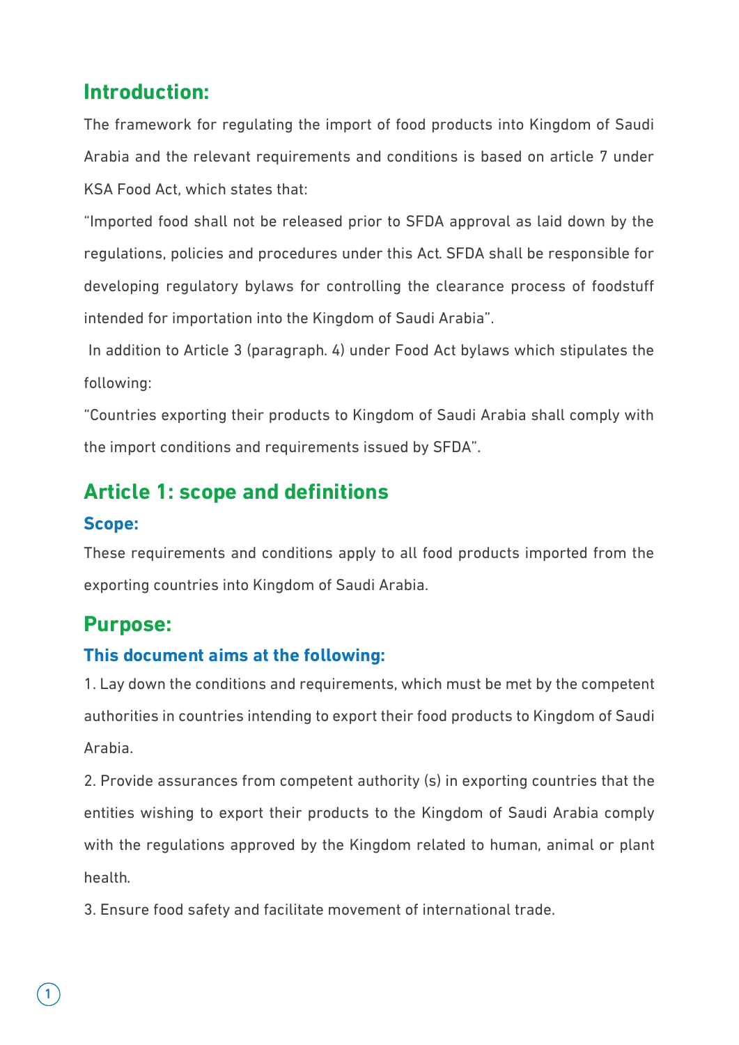## Introduction:

The framework for regulating the import of food products into Kingdom of Saudi Arabia and the relevant requirements and conditions is based on article 7 under KSA Food Act, which states that:

"Imported food shall not be released prior to SFDA approval as laid down by the regulations, policies and procedures under this Act. SFDA shall be responsible for developing regulatory bylaws for controlling the clearance process of foodstuff intended for importation into the Kingdom of Saudi Arabia".

In addition to Article 3 (paragraph. 4) under Food Act bylaws which stipulates the following:

"Countries exporting their products to Kingdom of Saudi Arabia shall comply with the import conditions and requirements issued by SFDA".

## Article 1: scope and definitions

### Scope:

These requirements and conditions apply to all food products imported from the exporting countries into Kingdom of Saudi Arabia.

## Purpose:

### This document aims at the following:

1. Lay down the conditions and requirements, which must be met by the competent authorities in countries intending to export their food products to Kingdom of Saudi Arabia.

2. Provide assurances from competent authority (s) in exporting countries that the entities wishing to export their products to the Kingdom of Saudi Arabia comply with the regulations approved by the Kingdom related to human, animal or plant health.

3. Ensure food safety and facilitate movement of international trade.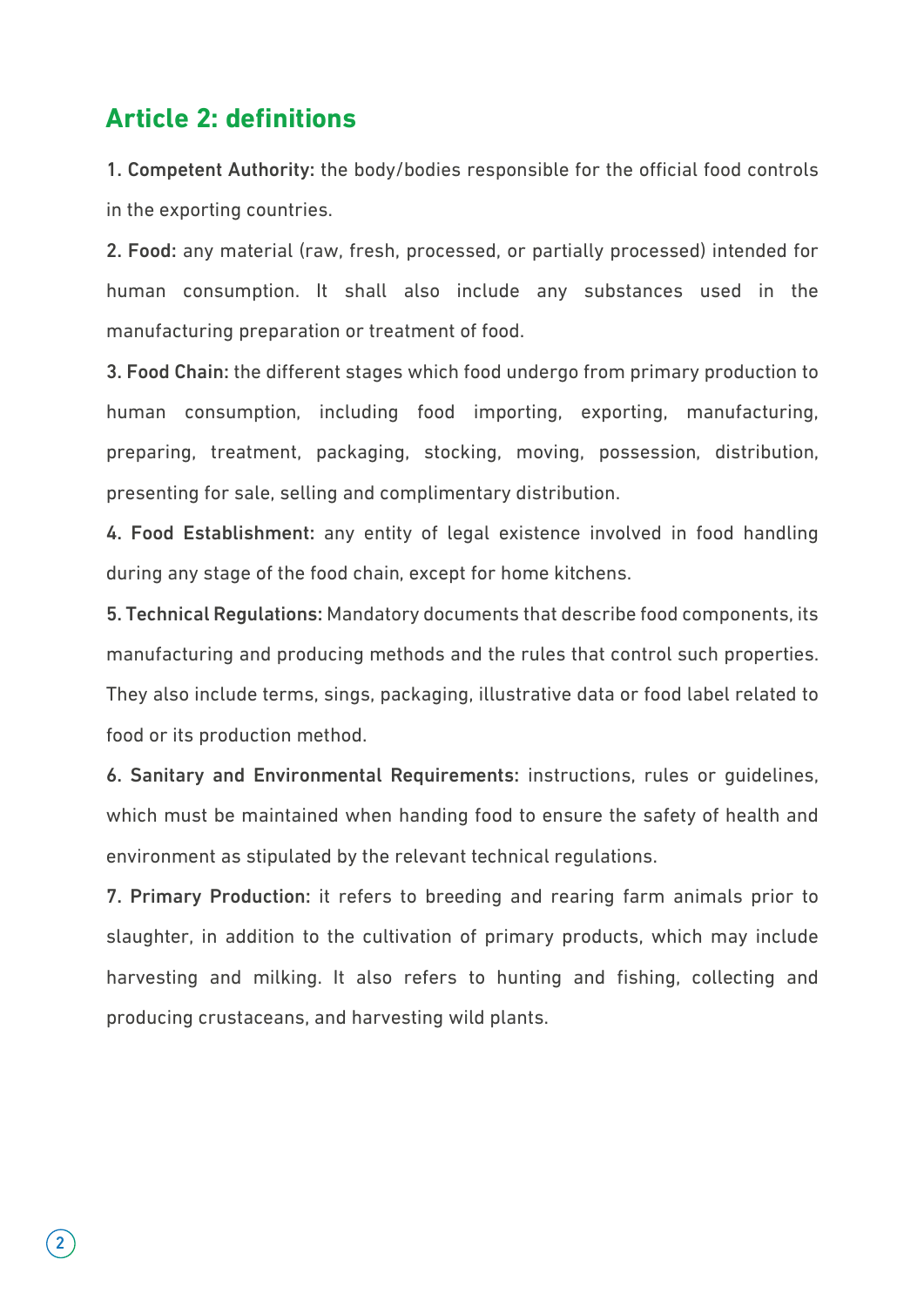## Article 2: definitions

1. **Competent Authority:** the body/bodies responsible for the official food controls in the exporting countries.

2. **Food:** any material (raw, fresh, processed, or partially processed) intended for human consumption. It shall also include any substances used in the manufacturing preparation or treatment of food.

3. **Food Chain:** the different stages which food undergo from primary production to human consumption, including food importing, exporting, manufacturing, preparing, treatment, packaging, stocking, moving, possession, distribution, presenting for sale, selling and complimentary distribution.

4. **Food Establishment:** any entity of legal existence involved in food handling during any stage of the food chain, except for home kitchens.

5. **Technical Regulations:** Mandatory documents that describe food components, its manufacturing and producing methods and the rules that control such properties. They also include terms, sings, packaging, illustrative data or food label related to food or its production method.

6. **Sanitary and Environmental Requirements:** instructions, rules or guidelines, which must be maintained when handing food to ensure the safety of health and environment as stipulated by the relevant technical regulations.

7. **Primary Production:** it refers to breeding and rearing farm animals prior to slaughter, in addition to the cultivation of primary products, which may include harvesting and milking. It also refers to hunting and fishing, collecting and producing crustaceans, and harvesting wild plants.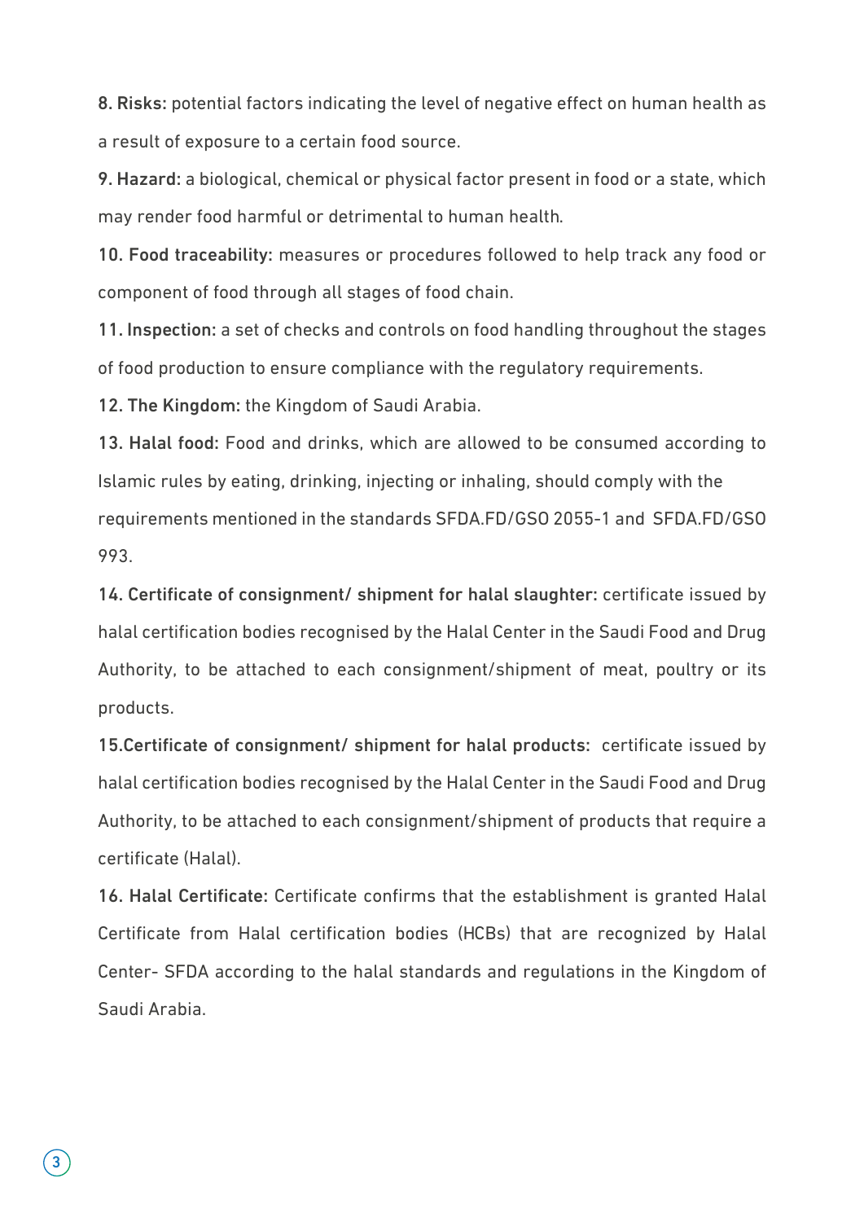**8. Risks:** potential factors indicating the level of negative effect on human health as a result of exposure to a certain food source.

**9. Hazard:** a biological, chemical or physical factor present in food or a state, which may render food harmful or detrimental to human health.

**10. Food traceability:** measures or procedures followed to help track any food or component of food through all stages of food chain.

**11. Inspection:** a set of checks and controls on food handling throughout the stages of food production to ensure compliance with the regulatory requirements.

**12. The Kingdom:** the Kingdom of Saudi Arabia.

**13. Halal food:** Food and drinks, which are allowed to be consumed according to Islamic rules by eating, drinking, injecting or inhaling, should comply with the requirements mentioned in the standards SFDA.FD/GSO 2055-1 and SFDA.FD/GSO 993.

**14. Certificate of consignment/ shipment for halal slaughter:** certificate issued by halal certification bodies recognised by the Halal Center in the Saudi Food and Drug Authority, to be attached to each consignment/shipment of meat, poultry or its products.

**15.Certificate of consignment/ shipment for halal products:** certificate issued by halal certification bodies recognised by the Halal Center in the Saudi Food and Drug Authority, to be attached to each consignment/shipment of products that require a certificate (Halal).

**16. Halal Certificate:** Certificate confirms that the establishment is granted Halal Certificate from Halal certification bodies (HCBs) that are recognized by Halal Center- SFDA according to the halal standards and regulations in the Kingdom of Saudi Arabia.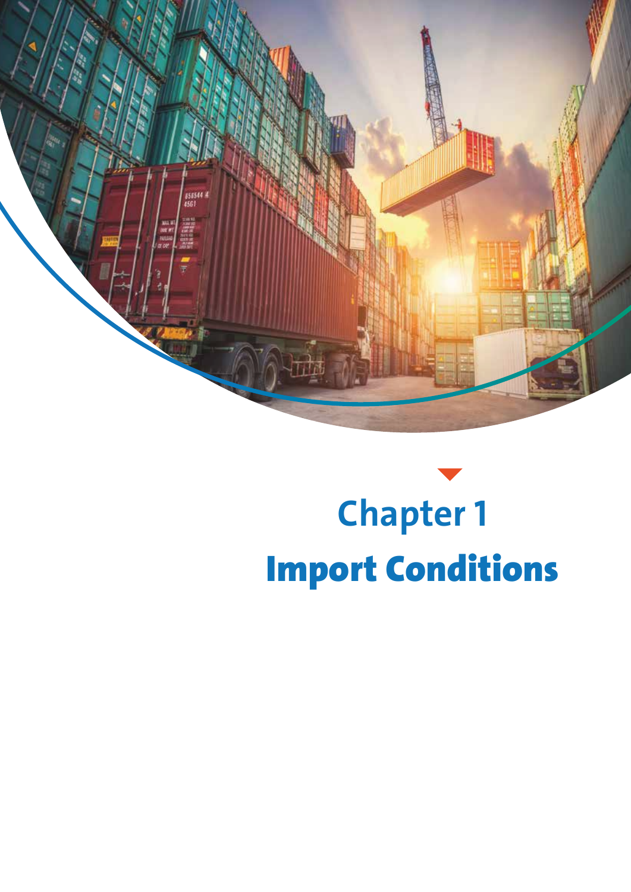# Chapter 1
# Import Conditions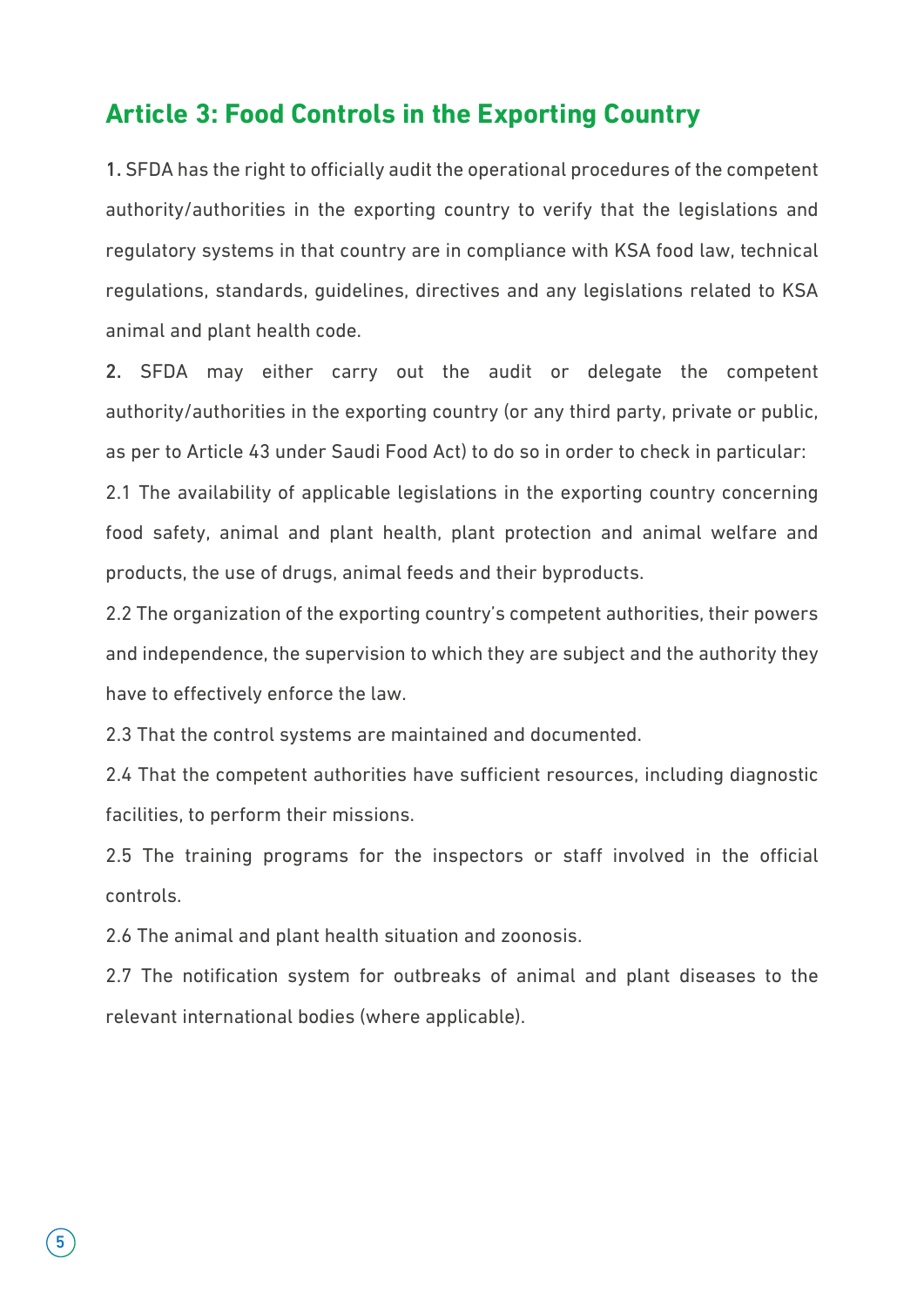## Article 3: Food Controls in the Exporting Country

**1.** SFDA has the right to officially audit the operational procedures of the competent authority/authorities in the exporting country to verify that the legislations and regulatory systems in that country are in compliance with KSA food law, technical regulations, standards, guidelines, directives and any legislations related to KSA animal and plant health code.

**2.** SFDA may either carry out the audit or delegate the competent authority/authorities in the exporting country (or any third party, private or public, as per to Article 43 under Saudi Food Act) to do so in order to check in particular:

2.1 The availability of applicable legislations in the exporting country concerning food safety, animal and plant health, plant protection and animal welfare and products, the use of drugs, animal feeds and their byproducts.

2.2 The organization of the exporting country's competent authorities, their powers and independence, the supervision to which they are subject and the authority they have to effectively enforce the law.

2.3 That the control systems are maintained and documented.

2.4 That the competent authorities have sufficient resources, including diagnostic facilities, to perform their missions.

2.5 The training programs for the inspectors or staff involved in the official controls.

2.6 The animal and plant health situation and zoonosis.

2.7 The notification system for outbreaks of animal and plant diseases to the relevant international bodies (where applicable).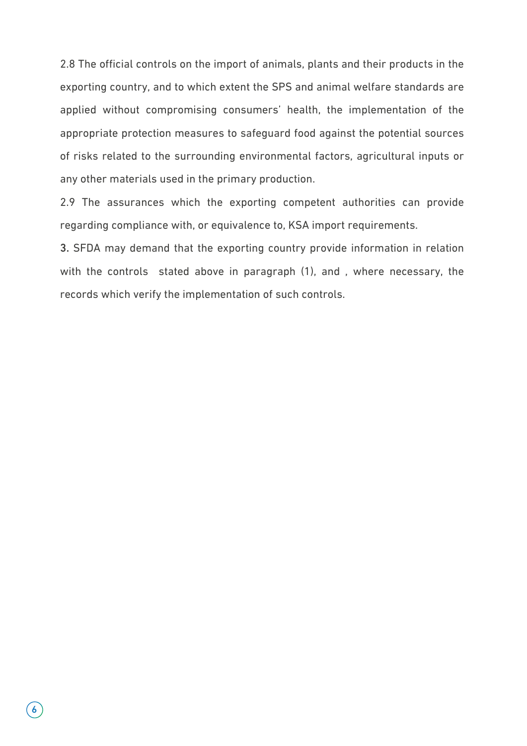2.8 The official controls on the import of animals, plants and their products in the exporting country, and to which extent the SPS and animal welfare standards are applied without compromising consumers' health, the implementation of the appropriate protection measures to safeguard food against the potential sources of risks related to the surrounding environmental factors, agricultural inputs or any other materials used in the primary production.

2.9 The assurances which the exporting competent authorities can provide regarding compliance with, or equivalence to, KSA import requirements.

3. SFDA may demand that the exporting country provide information in relation with the controls stated above in paragraph (1), and , where necessary, the records which verify the implementation of such controls.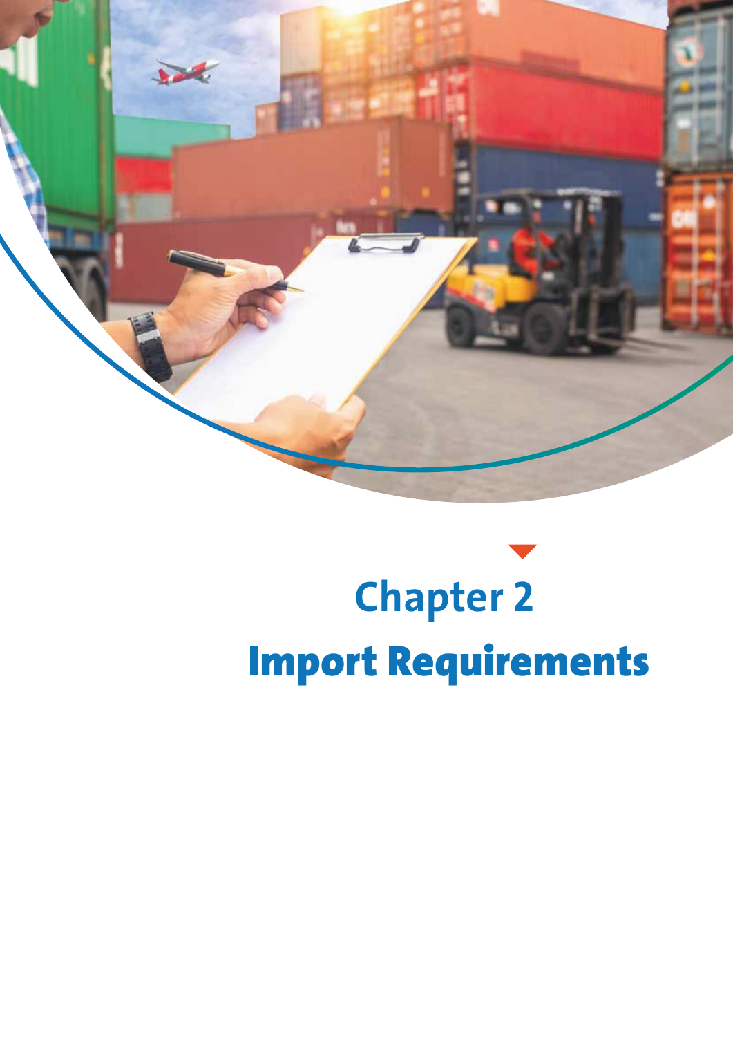# Chapter 2

# Import Requirements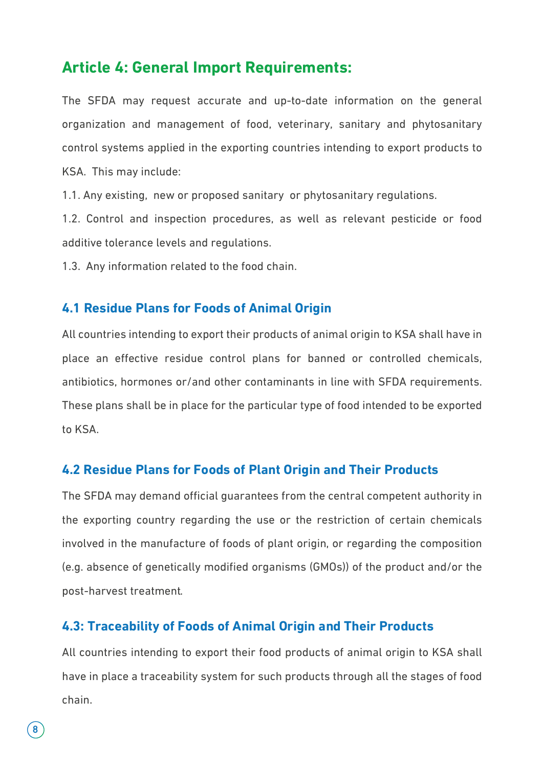## Article 4: General Import Requirements:

The SFDA may request accurate and up-to-date information on the general organization and management of food, veterinary, sanitary and phytosanitary control systems applied in the exporting countries intending to export products to KSA. This may include:

1.1. Any existing, new or proposed sanitary or phytosanitary regulations.

1.2. Control and inspection procedures, as well as relevant pesticide or food additive tolerance levels and regulations.

1.3. Any information related to the food chain.

### 4.1 Residue Plans for Foods of Animal Origin

All countries intending to export their products of animal origin to KSA shall have in place an effective residue control plans for banned or controlled chemicals, antibiotics, hormones or/and other contaminants in line with SFDA requirements. These plans shall be in place for the particular type of food intended to be exported to KSA.

### 4.2 Residue Plans for Foods of Plant Origin and Their Products

The SFDA may demand official guarantees from the central competent authority in the exporting country regarding the use or the restriction of certain chemicals involved in the manufacture of foods of plant origin, or regarding the composition (e.g. absence of genetically modified organisms (GMOs)) of the product and/or the post-harvest treatment.

### 4.3: Traceability of Foods of Animal Origin and Their Products

All countries intending to export their food products of animal origin to KSA shall have in place a traceability system for such products through all the stages of food chain.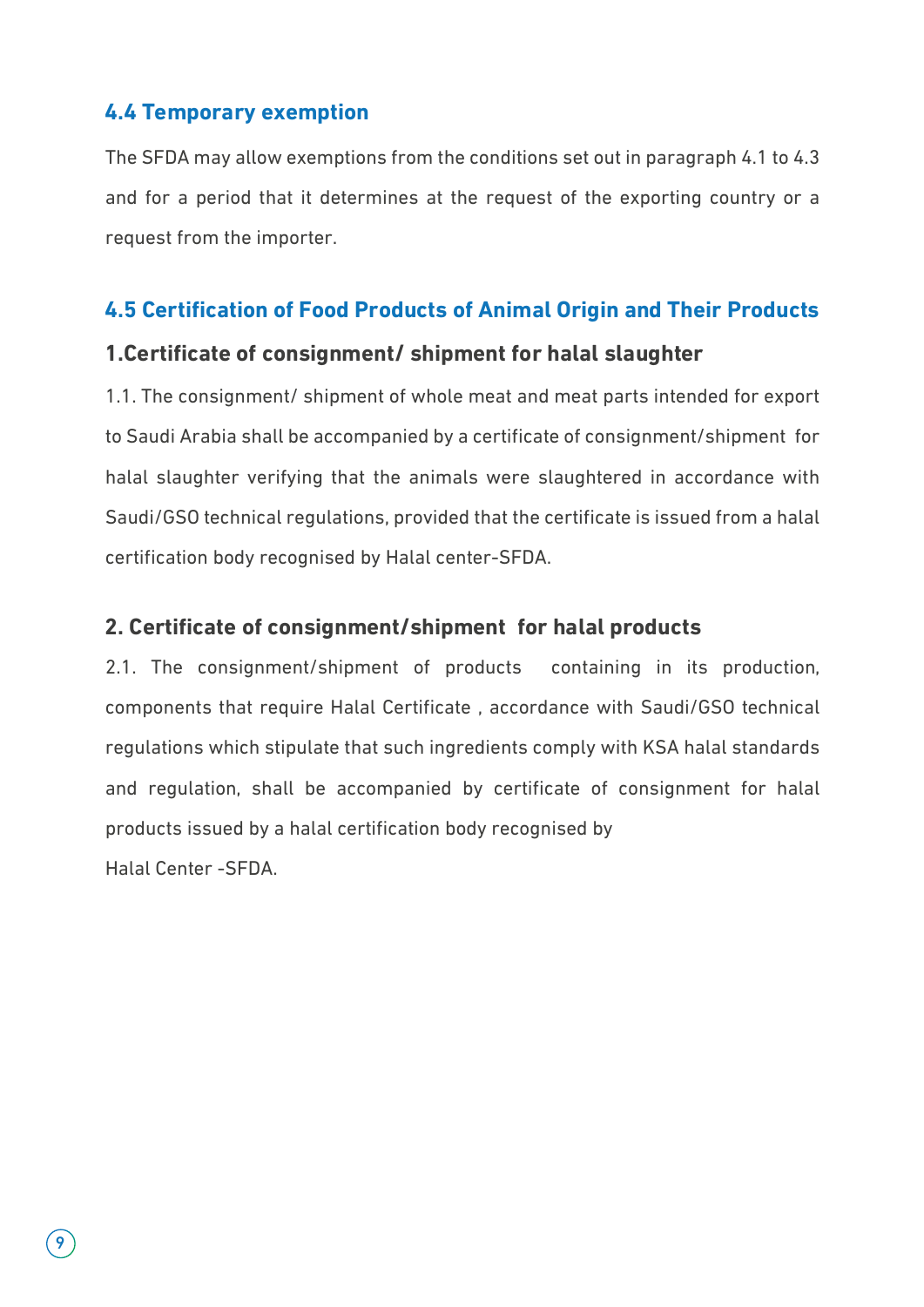## 4.4 Temporary exemption

The SFDA may allow exemptions from the conditions set out in paragraph 4.1 to 4.3 and for a period that it determines at the request of the exporting country or a request from the importer.

## 4.5 Certification of Food Products of Animal Origin and Their Products

### 1.Certificate of consignment/ shipment for halal slaughter

1.1. The consignment/ shipment of whole meat and meat parts intended for export to Saudi Arabia shall be accompanied by a certificate of consignment/shipment for halal slaughter verifying that the animals were slaughtered in accordance with Saudi/GSO technical regulations, provided that the certificate is issued from a halal certification body recognised by Halal center-SFDA.

### 2. Certificate of consignment/shipment for halal products

2.1. The consignment/shipment of products containing in its production, components that require Halal Certificate , accordance with Saudi/GSO technical regulations which stipulate that such ingredients comply with KSA halal standards and regulation, shall be accompanied by certificate of consignment for halal products issued by a halal certification body recognised by Halal Center -SFDA.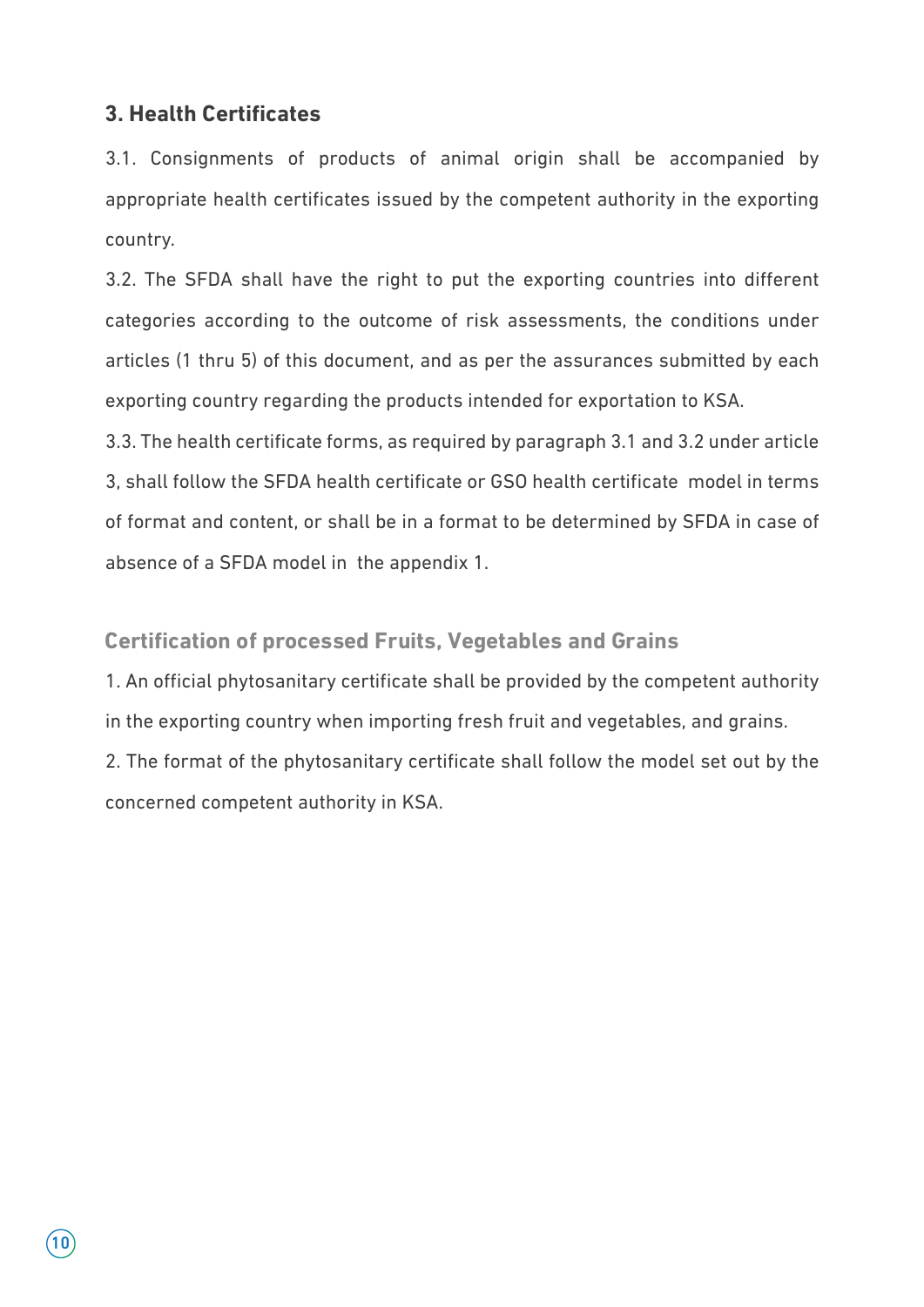## 3. Health Certificates

3.1. Consignments of products of animal origin shall be accompanied by appropriate health certificates issued by the competent authority in the exporting country.

3.2. The SFDA shall have the right to put the exporting countries into different categories according to the outcome of risk assessments, the conditions under articles (1 thru 5) of this document, and as per the assurances submitted by each exporting country regarding the products intended for exportation to KSA.

3.3. The health certificate forms, as required by paragraph 3.1 and 3.2 under article 3, shall follow the SFDA health certificate or GSO health certificate model in terms of format and content, or shall be in a format to be determined by SFDA in case of absence of a SFDA model in the appendix 1.

### Certification of processed Fruits, Vegetables and Grains

1. An official phytosanitary certificate shall be provided by the competent authority in the exporting country when importing fresh fruit and vegetables, and grains.
2. The format of the phytosanitary certificate shall follow the model set out by the concerned competent authority in KSA.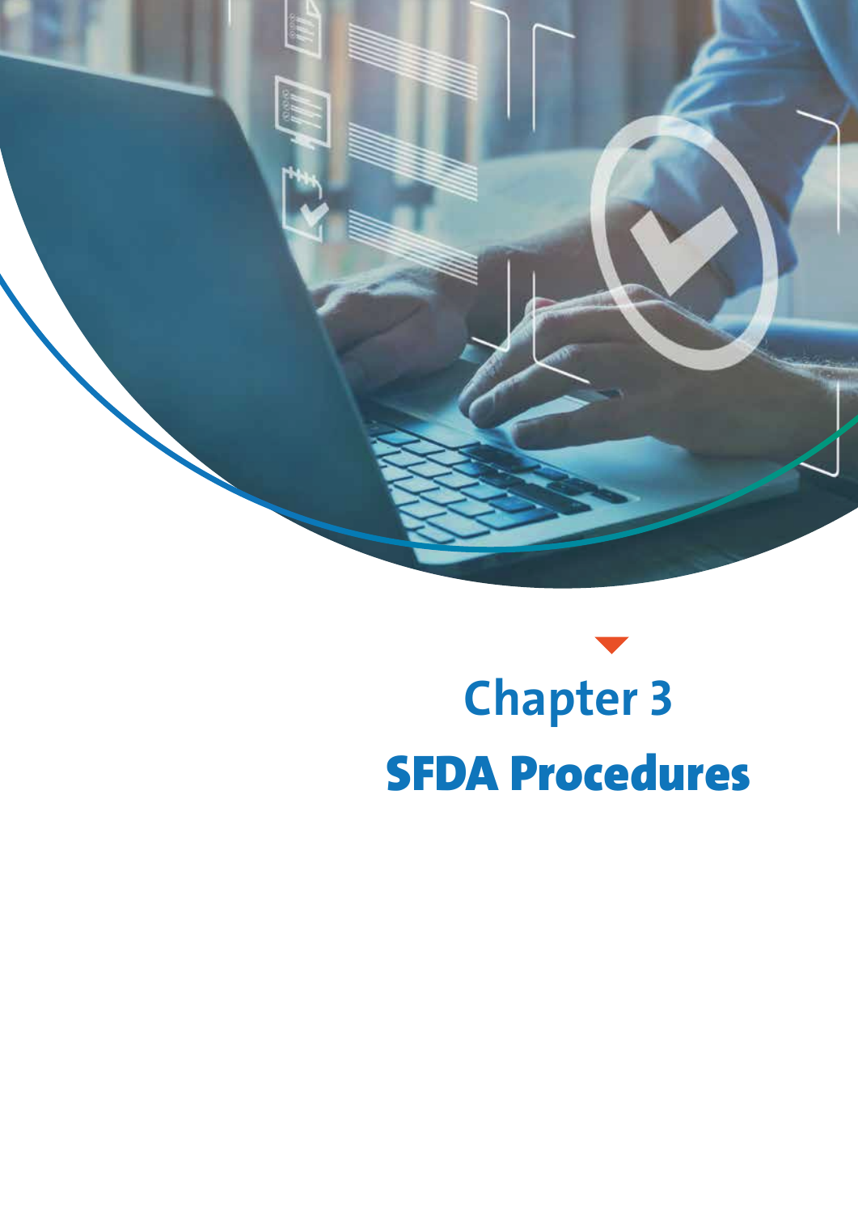# Chapter 3
# SFDA Procedures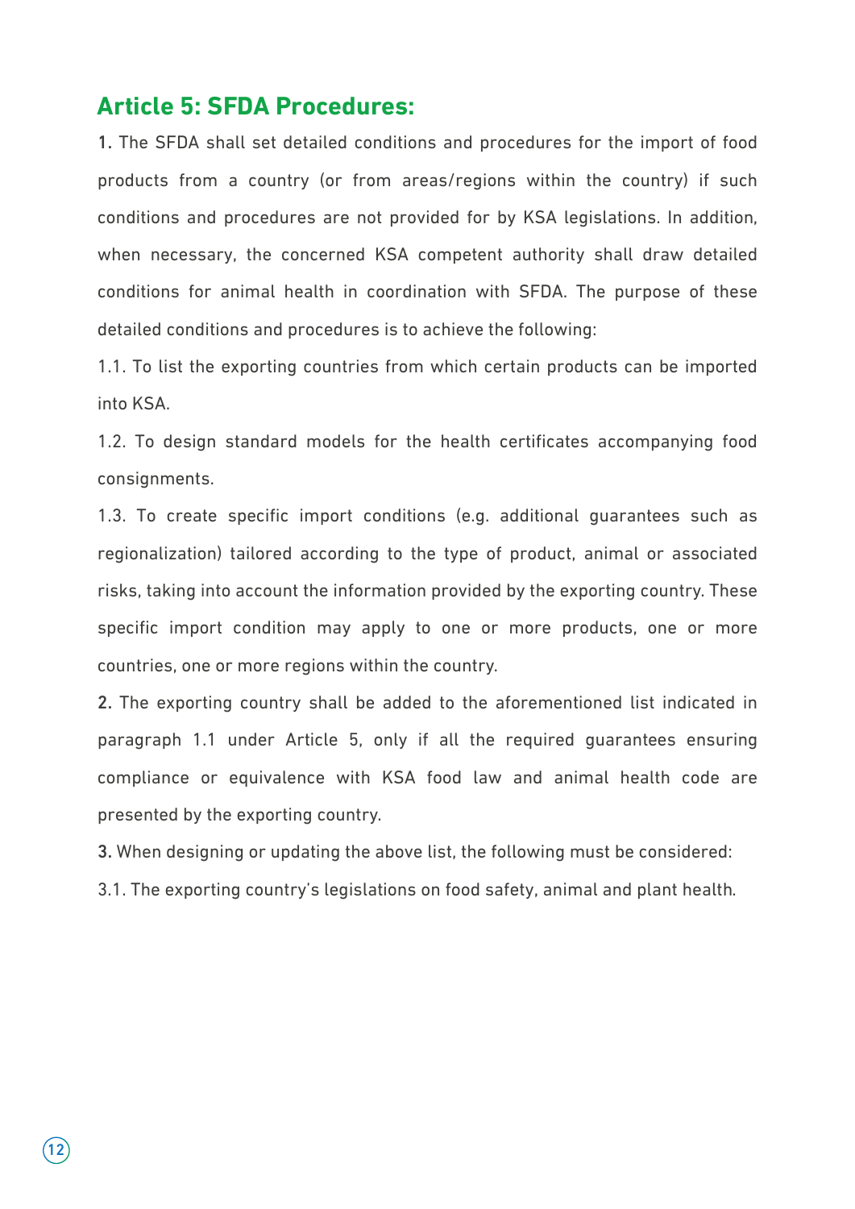## Article 5: SFDA Procedures:

**1.** The SFDA shall set detailed conditions and procedures for the import of food products from a country (or from areas/regions within the country) if such conditions and procedures are not provided for by KSA legislations. In addition, when necessary, the concerned KSA competent authority shall draw detailed conditions for animal health in coordination with SFDA. The purpose of these detailed conditions and procedures is to achieve the following:

1.1. To list the exporting countries from which certain products can be imported into KSA.

1.2. To design standard models for the health certificates accompanying food consignments.

1.3. To create specific import conditions (e.g. additional guarantees such as regionalization) tailored according to the type of product, animal or associated risks, taking into account the information provided by the exporting country. These specific import condition may apply to one or more products, one or more countries, one or more regions within the country.

**2.** The exporting country shall be added to the aforementioned list indicated in paragraph 1.1 under Article 5, only if all the required guarantees ensuring compliance or equivalence with KSA food law and animal health code are presented by the exporting country.

**3.** When designing or updating the above list, the following must be considered:

3.1. The exporting country's legislations on food safety, animal and plant health.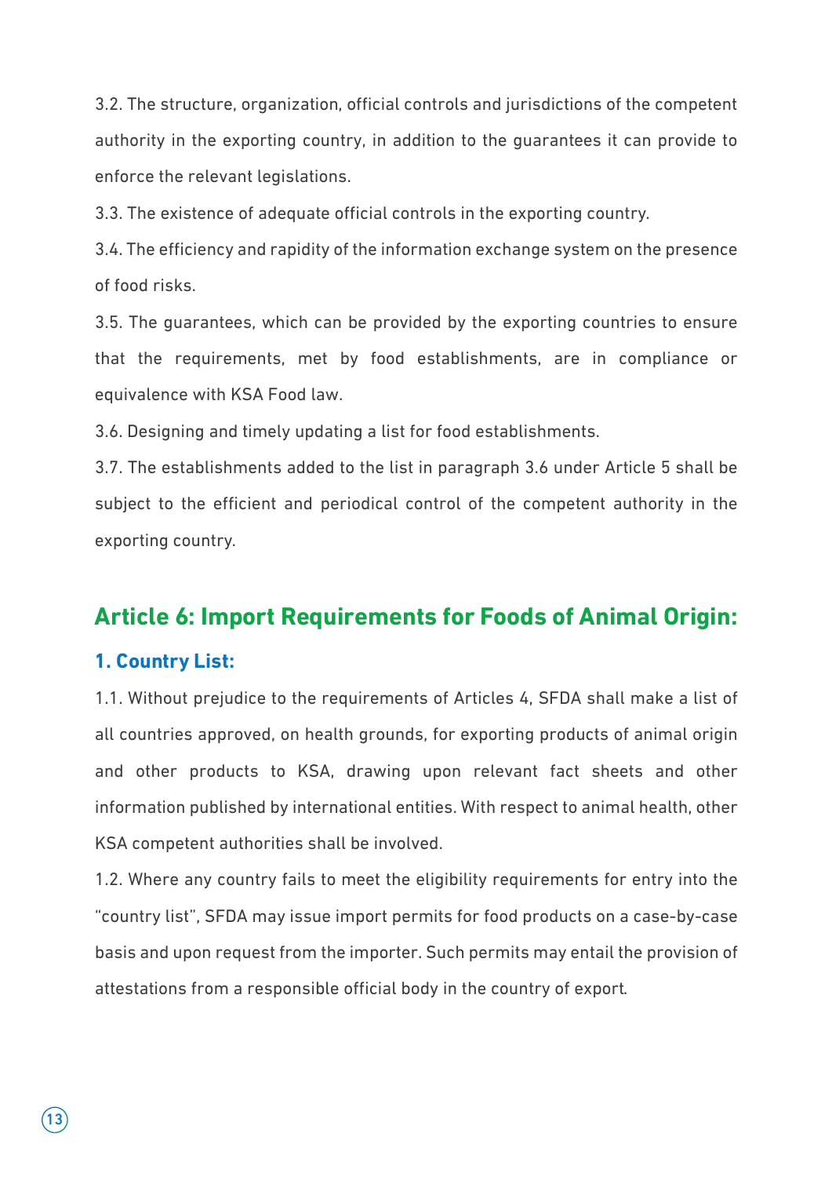3.2. The structure, organization, official controls and jurisdictions of the competent authority in the exporting country, in addition to the guarantees it can provide to enforce the relevant legislations.

3.3. The existence of adequate official controls in the exporting country.

3.4. The efficiency and rapidity of the information exchange system on the presence of food risks.

3.5. The guarantees, which can be provided by the exporting countries to ensure that the requirements, met by food establishments, are in compliance or equivalence with KSA Food law.

3.6. Designing and timely updating a list for food establishments.

3.7. The establishments added to the list in paragraph 3.6 under Article 5 shall be subject to the efficient and periodical control of the competent authority in the exporting country.

## Article 6: Import Requirements for Foods of Animal Origin:

### 1. Country List:

1.1. Without prejudice to the requirements of Articles 4, SFDA shall make a list of all countries approved, on health grounds, for exporting products of animal origin and other products to KSA, drawing upon relevant fact sheets and other information published by international entities. With respect to animal health, other KSA competent authorities shall be involved.

1.2. Where any country fails to meet the eligibility requirements for entry into the "country list", SFDA may issue import permits for food products on a case-by-case basis and upon request from the importer. Such permits may entail the provision of attestations from a responsible official body in the country of export.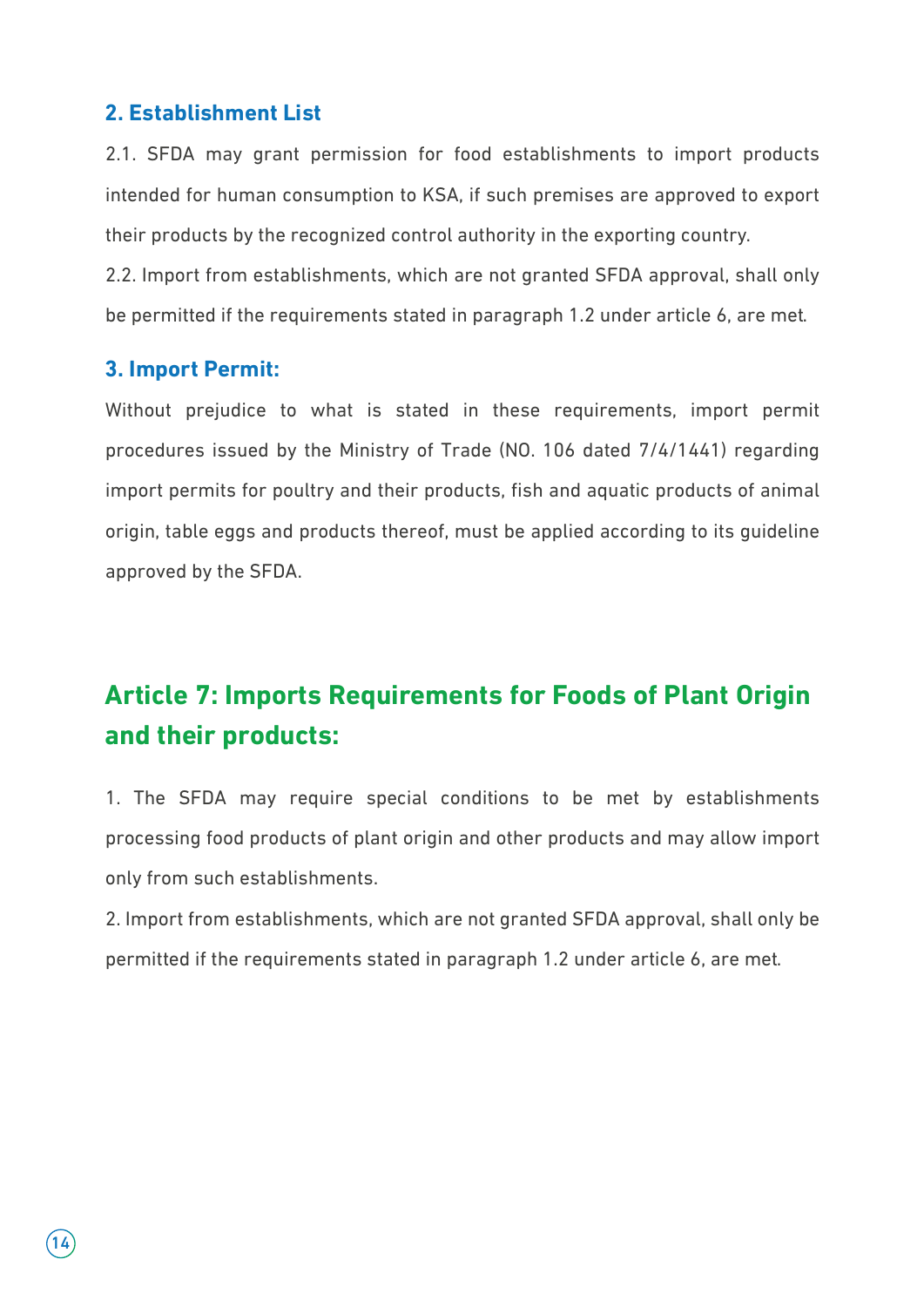### 2. Establishment List

2.1. SFDA may grant permission for food establishments to import products intended for human consumption to KSA, if such premises are approved to export their products by the recognized control authority in the exporting country.

2.2. Import from establishments, which are not granted SFDA approval, shall only be permitted if the requirements stated in paragraph 1.2 under article 6, are met.

### 3. Import Permit:

Without prejudice to what is stated in these requirements, import permit procedures issued by the Ministry of Trade (NO. 106 dated 7/4/1441) regarding import permits for poultry and their products, fish and aquatic products of animal origin, table eggs and products thereof, must be applied according to its guideline approved by the SFDA.

## Article 7: Imports Requirements for Foods of Plant Origin and their products:

1. The SFDA may require special conditions to be met by establishments processing food products of plant origin and other products and may allow import only from such establishments.

2. Import from establishments, which are not granted SFDA approval, shall only be permitted if the requirements stated in paragraph 1.2 under article 6, are met.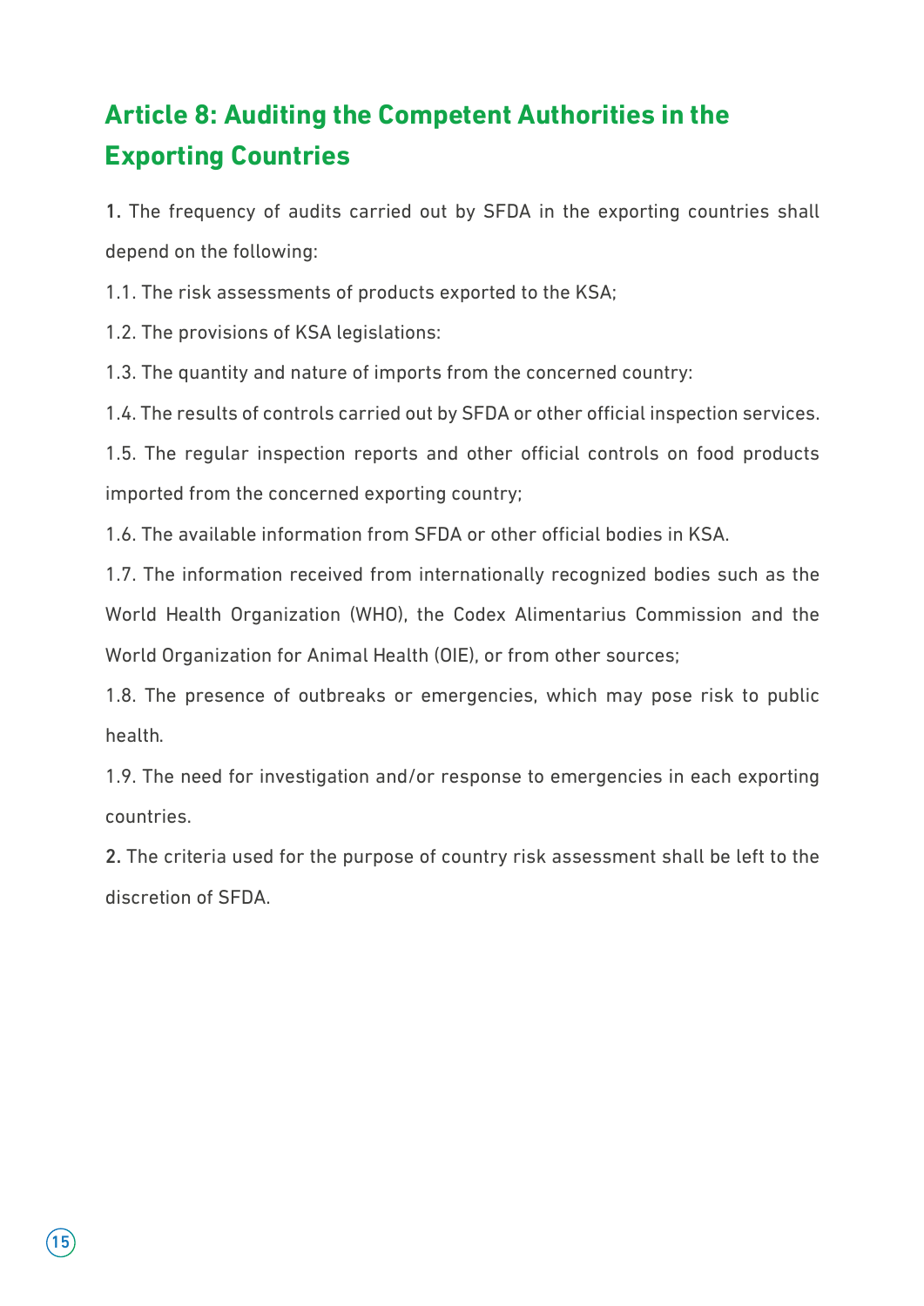## Article 8: Auditing the Competent Authorities in the Exporting Countries

**1.** The frequency of audits carried out by SFDA in the exporting countries shall depend on the following:

1.1. The risk assessments of products exported to the KSA;

1.2. The provisions of KSA legislations:

1.3. The quantity and nature of imports from the concerned country:

1.4. The results of controls carried out by SFDA or other official inspection services.

1.5. The regular inspection reports and other official controls on food products imported from the concerned exporting country;

1.6. The available information from SFDA or other official bodies in KSA.

1.7. The information received from internationally recognized bodies such as the World Health Organization (WHO), the Codex Alimentarius Commission and the World Organization for Animal Health (OIE), or from other sources;

1.8. The presence of outbreaks or emergencies, which may pose risk to public health.

1.9. The need for investigation and/or response to emergencies in each exporting countries.

**2.** The criteria used for the purpose of country risk assessment shall be left to the discretion of SFDA.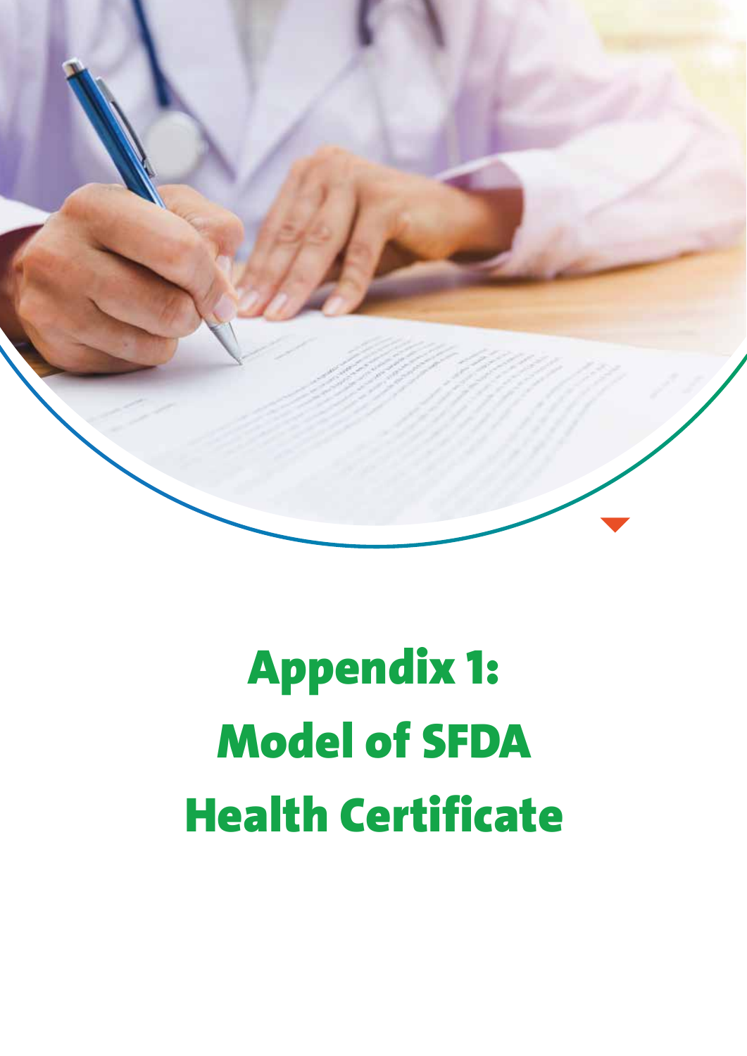# Appendix 1: Model of SFDA Health Certificate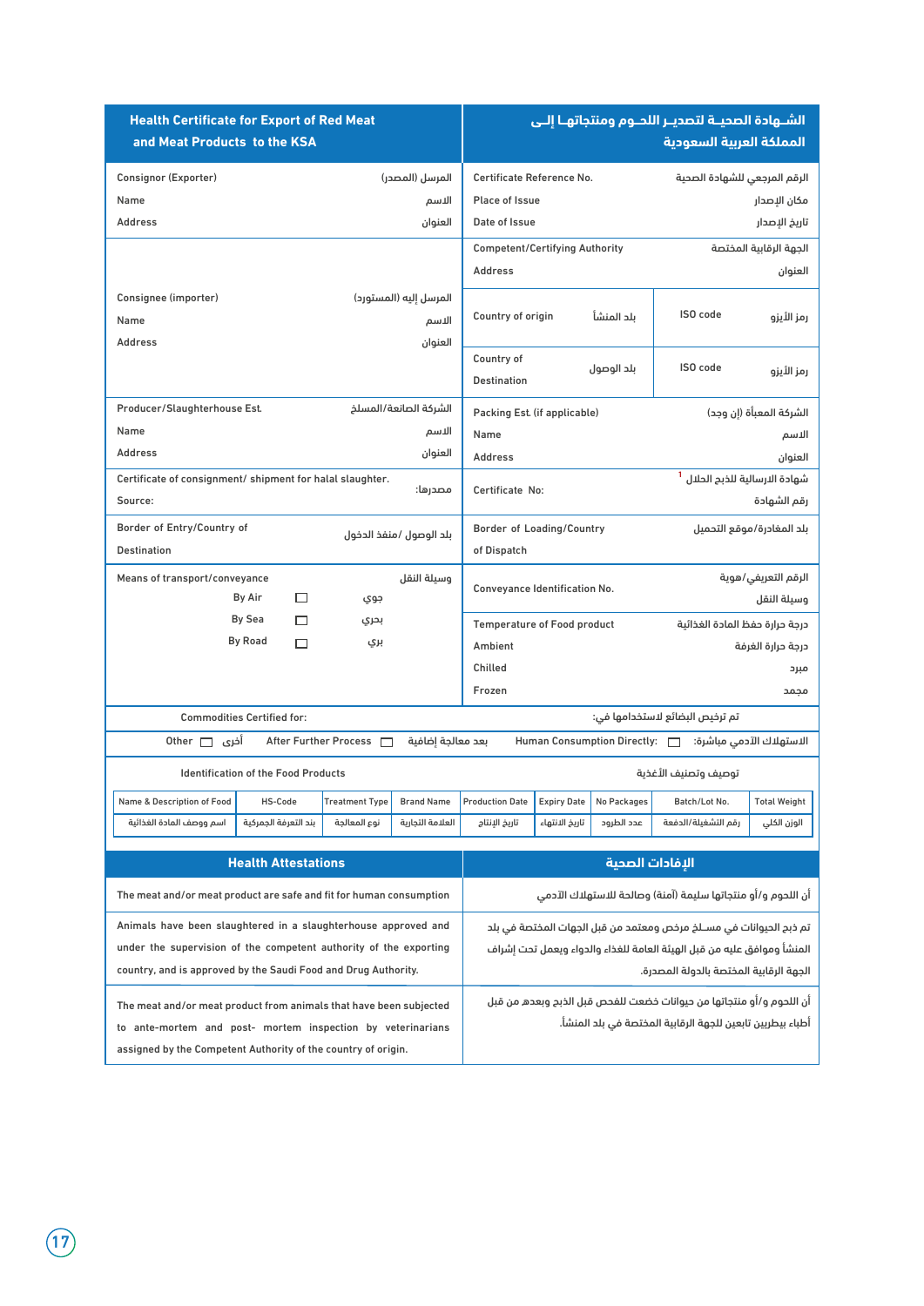# Health Certificate for Export of Red Meat and Meat Products to the KSA

# الشـهادة الصحيـة لتصديـر اللحـوم ومنتجاتهـا إلـى المملكة العربية السعودية

| | |
|---|---|
| Consignor (Exporter) المرسل (المصدر)<br>Name الاسم<br>Address العنوان | Certificate Reference No. الرقم المرجعي للشهادة الصحة<br>Place of Issue مكان الإصدار<br>Date of Issue تاريخ الإصدار |
| | Competent/Certifying Authority الجهة الرقابية المختصة<br>Address العنوان |
| Consignee (importer) المرسل إليه (المستورد)<br>Name الاسم<br>Address العنوان | Country of origin بلد المنشأ — ISO code رمز الأيزو<br>Country of Destination بلد الوصول — ISO code رمز الأيزو |
| Producer/Slaughterhouse Est. الشركة الصانعة/المسلخ<br>Name الاسم<br>Address العنوان | Packing Est. (if applicable) الشركة المعبأة (إن وجد)<br>Name الاسم<br>Address العنوان |
| Certificate of consignment/ shipment for halal slaughter.<br>Source: مصدرها: | شهادة الارسالية للذبح الحلال [1]<br>Certificate No: رقم الشهادة |
| Border of Entry/Country of Destination بلد الوصول / منفذ الدخول | Border of Loading/Country of Dispatch بلد المغادرة/موقع التحميل |
| Means of transport/conveyance وسيلة النقل<br>By Air ☐ جوي<br>By Sea ☐ بحري<br>By Road ☐ بري | Conveyance Identification No. الرقم التعريفي/هوية وسيلة النقل<br>Temperature of Food product درجة حرارة حفظ المادة الغذائية<br>Ambient درجة حرارة الغرفة<br>Chilled مبرد<br>Frozen مجمد |

Commodities Certified for: تم ترخيص البضائع لاستخدامها في:

Other ☐ أخرى — After Further Process ☐ بعد معالجة إضافية — Human Consumption Directly: ☐ الاستهلاك الآدمي مباشرة:

Identification of the Food Products توصيف وتصنيف الأغذية

| Name & Description of Food | HS-Code | Treatment Type | Brand Name | Production Date | Expiry Date | No Packages | Batch/Lot No. | Total Weight |
|---|---|---|---|---|---|---|---|---|
| اسم ووصف المادة الغذائية | بند التعرفة الجمركية | نوع المعالجة | العلامة التجارية | تاريخ الإنتاج | تاريخ الانتهاء | عدد الطرود | رقم التشغيلة/الدفعة | الوزن الكلي |

## Health Attestations — الإفادات الصحية

| Health Attestations | الإفادات الصحية |
|---|---|
| The meat and/or meat product are safe and fit for human consumption | أن اللحوم و/أو منتجاتها سليمة (آمنة) وصالحة للاستهلاك الآدمي |
| Animals have been slaughtered in a slaughterhouse approved and under the supervision of the competent authority of the exporting country, and is approved by the Saudi Food and Drug Authority. | تم ذبح الحيوانات في مسـلخ مرخص ومعتمد من قبل الجهات المختصة في بلد المنشأ وموافق عليه من قبل الهيئة العامة للغذاء والدواء ويعمل تحت إشراف الجهة الرقابية المختصة بالدولة المصدرة. |
| The meat and/or meat product from animals that have been subjected to ante-mortem and post- mortem inspection by veterinarians assigned by the Competent Authority of the country of origin. | أن اللحوم و/أو منتجاتها من حيوانات خضعت للفحص قبل الذبح وبعده من قبل أطباء بيطريين تابعين للجهة الرقابية المختصة في بلد المنشأ. |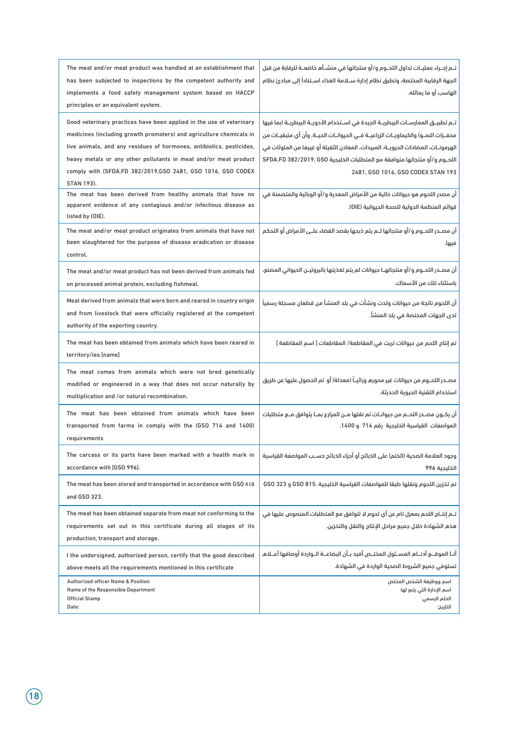| | |
|---|---|
| The meat and/or meat product was handled at an establishment that has been subjected to inspections by the competent authority and implements a food safety management system based on HACCP principles or an equivalent system. | تـم إجـراء عمليـات تداول اللحـوم و/أو منتجاتها في منشـأهم خاضعـة للرقابة من قبل الجهة الرقابية المختصة، وتطبق نظام إدارة سـلامة الغذاء اسـتناداً إلى مبادئ نظام الهاسب أو ما يماثله. |
| Good veterinary practices have been applied in the use of veterinary medicines (including growth promoters) and agriculture chemicals in live animals, and any residues of hormones, antibiotics, pesticides, heavy metals or any other pollutants in meat and/or meat product comply with (SFDA.FD 382/2019,GSO 2481, GSO 1016, GSO CODEX STAN 193). | تـم تطبيـق الممارسـات البيطريـة الجيدة في اسـتخدام الأدويـة البيطريـة (بما فيها محفـزات النمـو) والكيماويـات الزراعيـة فـي الحيوانـات الحيـة، وأن أي متبقيـات من الهرمونـات، المضادات الحيويـة، المبيدات، المعادن الثقيلة أو غيرها من الملوثات في اللحـوم و/أو منتجاتها متوافقة مع المتطلبات الخليجية SFDA.FD 382/2019, GSO 2481, GSO 1016, GSO CODEX STAN 193 |
| The meat has been derived from healthy animals that have no apparent evidence of any contagious and/or infectious disease as listed by (OIE). | أن مصدر اللحوم هو حيوانات خالية من الأمراض المعدية و/أو الوبائية والمتضمنة في قوائم المنظمة الدولية للصحة الحيوانية (OIE). |
| The meat and/or meat product originates from animals that have not been slaughtered for the purpose of disease eradication or disease control. | أن مصـدر اللحـوم و/أو منتجاتها لـم يتم ذبحها بقصد القضاء علـى الأمراض أو التحكم فيها. |
| The meat and/or meat product has not been derived from animals fed on processed animal protein, excluding fishmeal. | أن مصـدر اللحـوم و/أو منتجاتهـا حيوانات لم يتم تغذيتها بالبروتيـن الحيواني المصنع، باستثناء تلك من الأسماك. |
| Meat derived from animals that were born and reared in country origin and from livestock that were officially registered at the competent authority of the exporting country. | أن اللحوم ناتجة من حيوانات ولدت ونشأت في بلد المنشأ من قطعان مسجلة رسمياً لدى الجهات المختصة في بلد المنشأ. |
| The meat has been obtained from animals which have been reared in territory/ies [name] | تم إنتاج اللحم من حيوانات تربت في المقاطعة/ المقاطعات [ اسم المقاطعة ] |
| The meat comes from animals which were not bred genetically modified or engineered in a way that does not occur naturally by multiplication and /or natural recombination. | مصـدر اللحـوم من حيوانات غير محورة وراثيـاً (معدلة) أو تم الحصول عليها عن طريق استخدام التقنية الحيوية الحديثة. |
| The meat has been obtained from animals which have been transported from farms in comply with the (GSO 714 and 1400) requirements | أن يكـون مصـدر اللحـم من حيوانـات تم نقلها مـن المزارع بمـا يتوافق مـع متطلبات المواصفات القياسية الخليجية رقم 714 و 1400. |
| The carcass or its parts have been marked with a health mark in accordance with [GSO 996]. | وجود العلامة الصحية (الختم) على الذبائح أو أجزاء الذبائح حسـب المواصفة القياسية الخليجية 996 |
| The meat has been stored and transported in accordance with GSO ٨١٥ and GSO 323. | تم تخزين اللحوم ونقلها طبقا للمواصفات القياسية الخليجية. GSO 323 و GSO 815 |
| The meat has been obtained separate from meat not conforming to the requirements set out in this certificate during all stages of its production, transport and storage. | تـم إنتـاج اللحم بمعزل تام عن أي لحوم لا تتوافق مع المتطلبات المنصوص عليها في هذه الشهادة خلال جميع مراحل الإنتاج والنقل والتخزين. |
| I the undersigned, authorized person, certify that the good described above meets all the requirements mentioned in this certificate | أنـا الموقـع أدنـاه المسـئول المختـص أفيد بـأن البضاعـة الـواردة أوصافها أعـلاه تستوفي جميع الشروط الصحية الواردة في الشهادة. |
| Authorized officer Name & Position<br>Name of the Responsible Department<br>Official Stamp<br>Date: | اسم ووظيفة الشخص المختص<br>اسم الإدارة التي يتبع لها<br>الختم الرسمي<br>التاريخ: |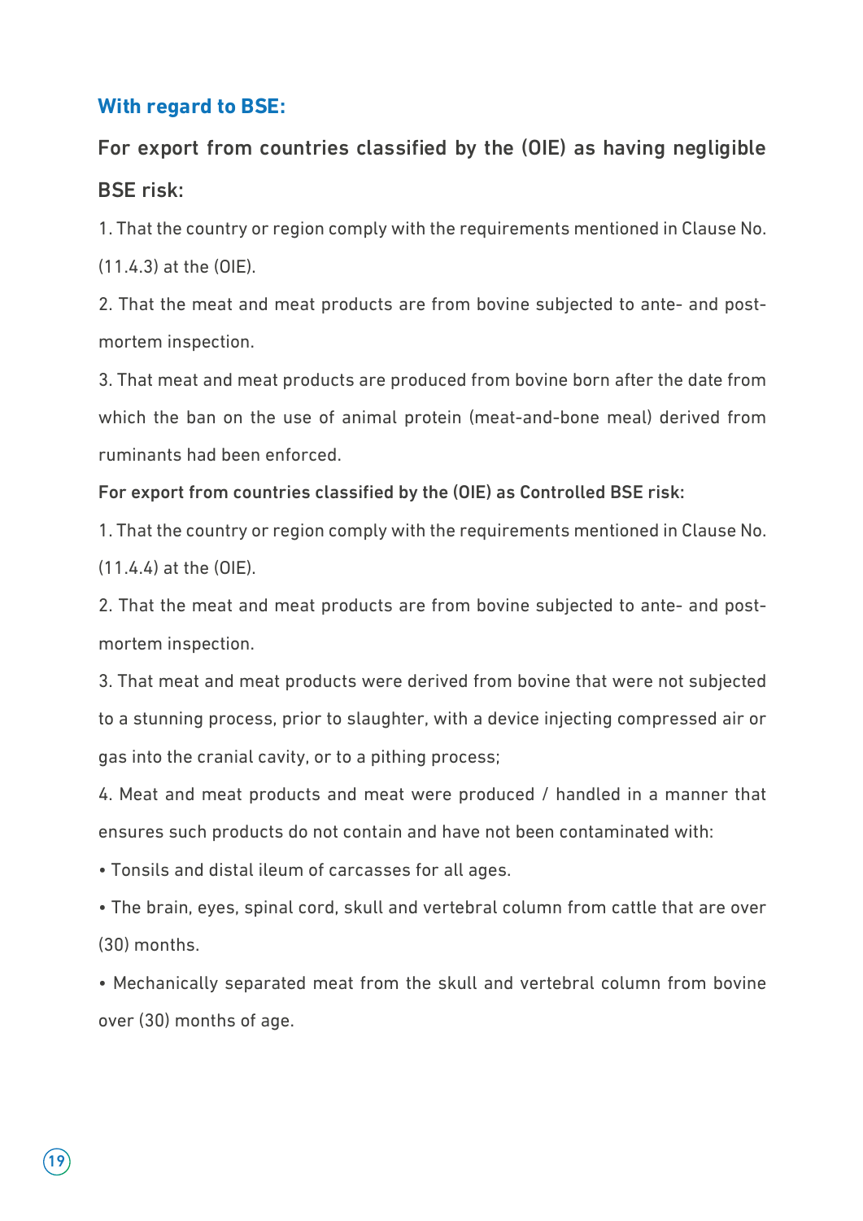## With regard to BSE:

### For export from countries classified by the (OIE) as having negligible BSE risk:

1. That the country or region comply with the requirements mentioned in Clause No. (11.4.3) at the (OIE).
2. That the meat and meat products are from bovine subjected to ante- and post-mortem inspection.
3. That meat and meat products are produced from bovine born after the date from which the ban on the use of animal protein (meat-and-bone meal) derived from ruminants had been enforced.

**For export from countries classified by the (OIE) as Controlled BSE risk:**

1. That the country or region comply with the requirements mentioned in Clause No. (11.4.4) at the (OIE).
2. That the meat and meat products are from bovine subjected to ante- and post-mortem inspection.
3. That meat and meat products were derived from bovine that were not subjected to a stunning process, prior to slaughter, with a device injecting compressed air or gas into the cranial cavity, or to a pithing process;
4. Meat and meat products and meat were produced / handled in a manner that ensures such products do not contain and have not been contaminated with:

- Tonsils and distal ileum of carcasses for all ages.
- The brain, eyes, spinal cord, skull and vertebral column from cattle that are over (30) months.
- Mechanically separated meat from the skull and vertebral column from bovine over (30) months of age.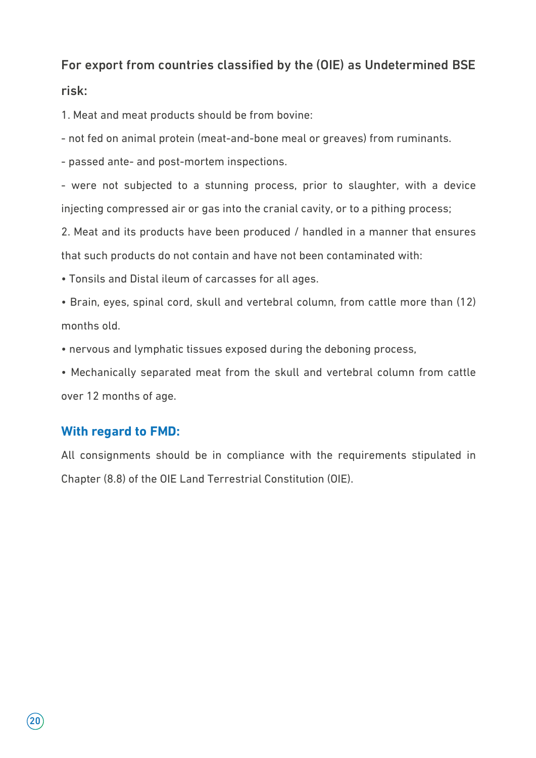### For export from countries classified by the (OIE) as Undetermined BSE risk:

1. Meat and meat products should be from bovine:

- not fed on animal protein (meat-and-bone meal or greaves) from ruminants.
- passed ante- and post-mortem inspections.
- were not subjected to a stunning process, prior to slaughter, with a device injecting compressed air or gas into the cranial cavity, or to a pithing process;

2. Meat and its products have been produced / handled in a manner that ensures that such products do not contain and have not been contaminated with:

- Tonsils and Distal ileum of carcasses for all ages.
- Brain, eyes, spinal cord, skull and vertebral column, from cattle more than (12) months old.
- nervous and lymphatic tissues exposed during the deboning process,
- Mechanically separated meat from the skull and vertebral column from cattle over 12 months of age.

### With regard to FMD:

All consignments should be in compliance with the requirements stipulated in Chapter (8.8) of the OIE Land Terrestrial Constitution (OIE).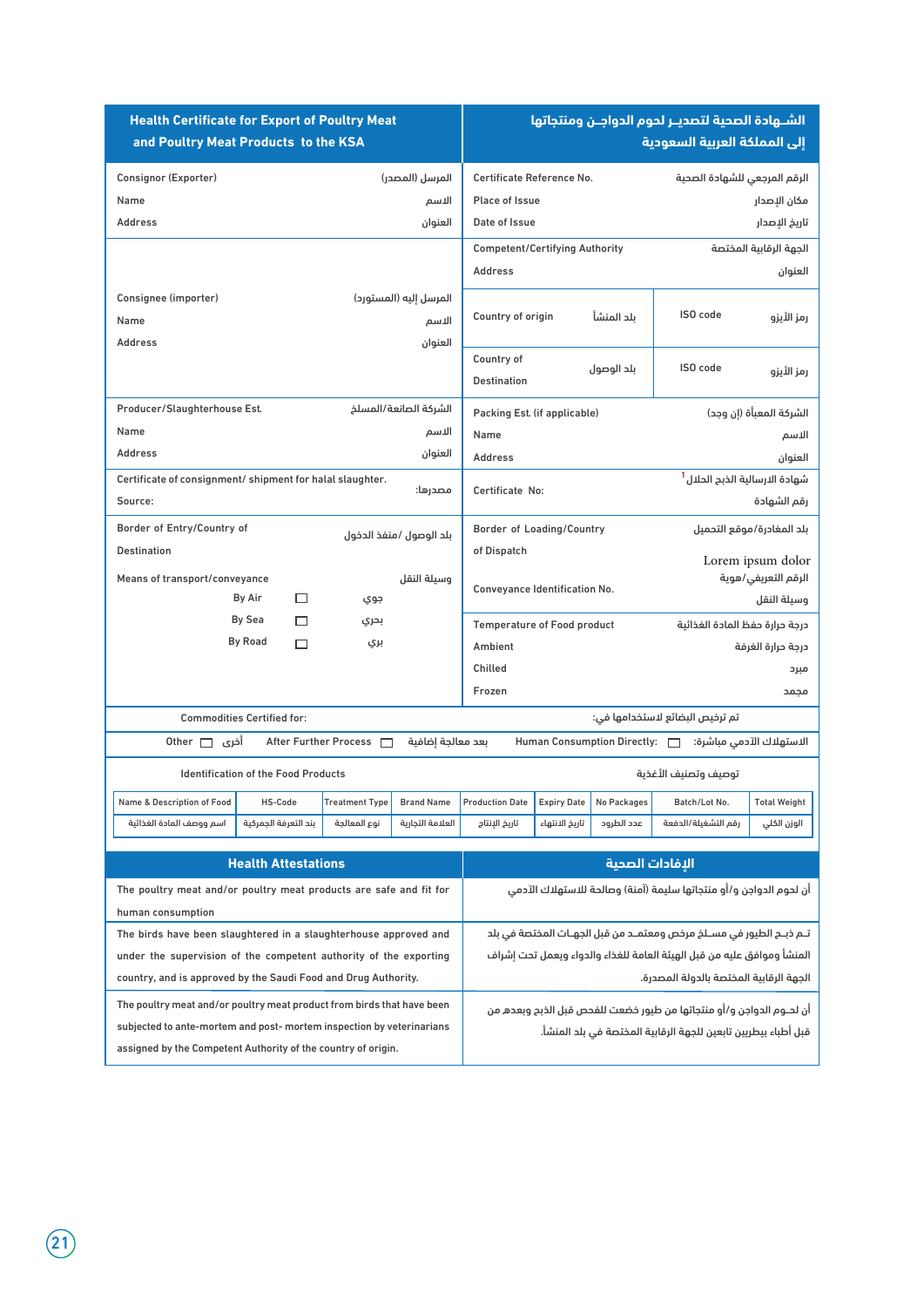| Health Certificate for Export of Poultry Meat and Poultry Meat Products to the KSA | الشـهادة الصحية لتصديـر لحوم الدواجـن ومنتجاتها إلى المملكة العربية السعودية |
|---|---|
| Consignor (Exporter) المرسل (المصدر)<br>Name الاسم<br>Address العنوان | Certificate Reference No. الرقم المرجعي للشهادة الصحة<br>Place of Issue مكان الإصدار<br>Date of Issue تاريخ الإصدار |
| Consignee (importer) المرسل إليه (المستورد)<br>Name الاسم<br>Address العنوان | Competent/Certifying Authority الجهة الرقابية المختصة<br>Address العنوان<br>Country of origin بلد المنشأ — ISO code رمز الأيزو<br>Country of Destination بلد الوصول — ISO code رمز الأيزو |
| Producer/Slaughterhouse Est. الشركة الصانعة/المسلخ<br>Name الاسم<br>Address العنوان | Packing Est. (if applicable) الشركة المعبأة (إن وجد)<br>Name الاسم<br>Address العنوان |
| Certificate of consignment/ shipment for halal slaughter. مصدرها:<br>Source: | Certificate No: شهادة الارسالية الذبح الحلال[1]<br>رقم الشهادة |
| Border of Entry/Country of Destination بلد الوصول/ منفذ الدخول<br>Means of transport/conveyance وسيلة النقل<br>By Air ☐ جوي<br>By Sea ☐ بحري<br>By Road ☐ بري | Border of Loading/Country of Dispatch بلد المغادرة/موقع التحميل<br>Lorem ipsum dolor<br>Conveyance Identification No. الرقم التعريفي/هوية وسيلة النقل<br>Temperature of Food product درجة حرارة حفظ المادة الغذائية<br>Ambient درجة حرارة الغرفة<br>Chilled مبرد<br>Frozen مجمد |
| Commodities Certified for: | تم ترخيص البضائع لاستخدامها في: |
| Other ☐ أخرى — After Further Process ☐ بعد معالجة إضافية | Human Consumption Directly: ☐ الاستهلاك الآدمي مباشرة: |

Identification of the Food Products — توصيف وتصنيف الأغذية

| Name & Description of Food | HS-Code | Treatment Type | Brand Name | Production Date | Expiry Date | No Packages | Batch/Lot No. | Total Weight |
|---|---|---|---|---|---|---|---|---|
| اسم ووصف المادة الغذائية | بند التعرفة الجمركية | نوع المعالجة | العلامة التجارية | تاريخ الإنتاج | تاريخ الانتهاء | عدد الطرود | رقم التشغيلة/الدفعة | الوزن الكلي |

| Health Attestations | الإفادات الصحية |
|---|---|
| The poultry meat and/or poultry meat products are safe and fit for human consumption | أن لحوم الدواجن و/أو منتجاتها سليمة (آمنة) وصالحة للاستهلاك الآدمي |
| The birds have been slaughtered in a slaughterhouse approved and under the supervision of the competent authority of the exporting country, and is approved by the Saudi Food and Drug Authority. | تـم ذبـح الطيور في مسـلـخ مرخص ومعتمـد من قبل الجهـات المختصة في بلد المنشأ وموافق عليه من قبل الهيئة العامة للغذاء والدواء ويعمل تحت إشراف الجهة الرقابية المختصة بالدولة المصدرة. |
| The poultry meat and/or poultry meat product from birds that have been subjected to ante-mortem and post- mortem inspection by veterinarians assigned by the Competent Authority of the country of origin. | أن لحـوم الدواجن و/أو منتجاتها من طيور خضعت للفحص قبل الذبح وبعده من قبل أطباء بيطريين تابعين للجهة الرقابية المختصة في بلد المنشأ. |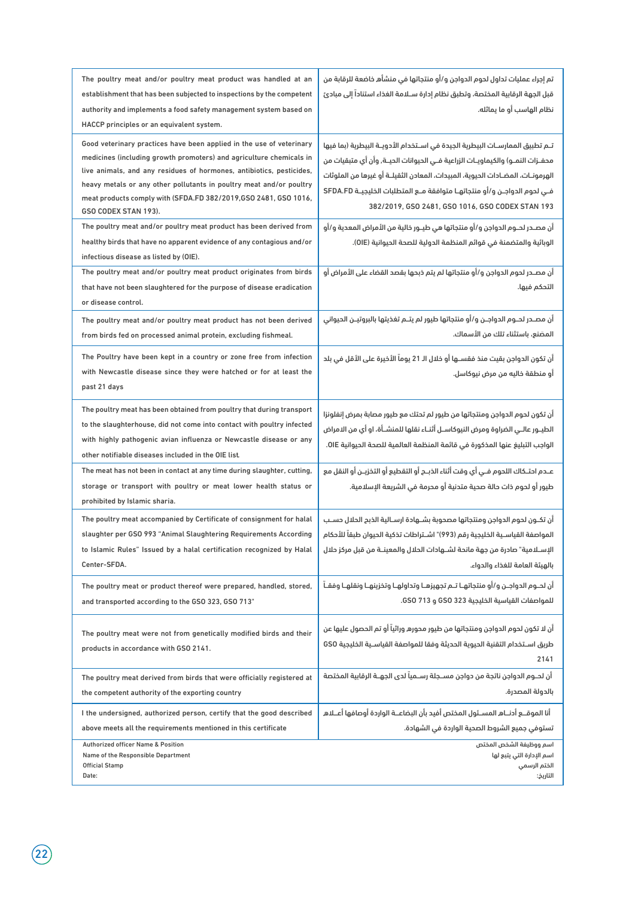| | |
|---|---|
| The poultry meat and/or poultry meat product was handled at an establishment that has been subjected to inspections by the competent authority and implements a food safety management system based on HACCP principles or an equivalent system. | تم إجراء عمليات تداول لحوم الدواجن و/أو منتجاتها في منشأة خاضعة للرقابة من قبل الجهة الرقابية المختصة، وتطبق نظام إدارة سـلامة الغذاء استناداً إلى مبادئ نظام الهاسب أو ما يماثله. |
| Good veterinary practices have been applied in the use of veterinary medicines (including growth promoters) and agriculture chemicals in live animals, and any residues of hormones, antibiotics, pesticides, heavy metals or any other pollutants in poultry meat and/or poultry meat products comply with (SFDA.FD 382/2019,GSO 2481, GSO 1016, GSO CODEX STAN 193). | تـم تطبيق الممارسـات البيطرية الجيدة في اسـتخدام الأدويـة البيطرية (بما فيها محفـزات النمـو) والكيماويـات الزراعية فـي الحيوانات الحيـة، وأن أي متبقيات من الهرمونـات، المضـادات الحيوية، المبيدات، المعادن الثقيلـة أو غيرها من الملوثات فـي لحوم الدواجـن و/أو منتجاتهـا متوافقة مـع المتطلبات الخليجيـة SFDA.FD 382/2019, GSO 2481, GSO 1016, GSO CODEX STAN 193 |
| The poultry meat and/or poultry meat product has been derived from healthy birds that have no apparent evidence of any contagious and/or infectious disease as listed by (OIE). | أن مصـدر لحـوم الدواجن و/أو منتجاتها هي طيـور خالية من الأمراض المعدية و/أو الوبائية والمتضمنة في قوائم المنظمة الدولية للصحة الحيوانية (OIE). |
| The poultry meat and/or poultry meat product originates from birds that have not been slaughtered for the purpose of disease eradication or disease control. | أن مصـدر لحوم الدواجن و/أو منتجاتها لم يتم ذبحها بقصد القضاء على الأمراض أو التحكم فيها. |
| The poultry meat and/or poultry meat product has not been derived from birds fed on processed animal protein, excluding fishmeal. | أن مصـدر لحـوم الدواجـن و/أو منتجاتها طيور لم يتـم تغذيتها بالبروتيـن الحيواني المصنع، باستثناء تلك من الأسماك. |
| The Poultry have been kept in a country or zone free from infection with Newcastle disease since they were hatched or for at least the past 21 days | أن تكون الدواجن بقيت منذ فقسـها أو خلال الـ 21 يوماً الأخيرة على الأقل في بلد أو منطقة خاليه من مرض نيوكاسل. |
| The poultry meat has been obtained from poultry that during transport to the slaughterhouse, did not come into contact with poultry infected with highly pathogenic avian influenza or Newcastle disease or any other notifiable diseases included in the OIE list. | أن تكون لحوم الدواجن ومنتجاتها من طيور لم تحتك مع طيور مصابة بمرض إنفلونزا الطيـور عالـي الضراوة ومرض النيوكاسـل أثنـاء نقلها للمنشـأة، او أي من الامراض الواجب التبليغ عنها المذكورة في قائمة المنظمة العالمية للصحة الحيوانية OIE. |
| The meat has not been in contact at any time during slaughter, cutting, storage or transport with poultry or meat lower health status or prohibited by Islamic sharia. | عـدم احتـكاك اللحوم فـي أي وقت أثناء الذبـح أو التقطيع أو التخزيـن أو النقل مع طيور أو لحوم ذات حالة صحية متدنية أو محرمة في الشريعة الإسلامية. |
| The poultry meat accompanied by Certificate of consignment for halal slaughter per GSO 993 "Animal Slaughtering Requirements According to Islamic Rules" Issued by a halal certification recognized by Halal Center-SFDA. | أن تكـون لحوم الدواجن ومنتجاتها مصحوبة بشـهادة إرسـالية الذبح الحلال حسـب المواصفة القياسـية الخليجية رقم (993) "اشـتراطات تذكية الحيوان طبقاً للأحكام الإسـلامية" صادرة من جهة مانحة لشـهادات الحلال والمعينـة من قبل مركز حلال بالهيئة العامة للغذاء والدواء. |
| The poultry meat or product thereof were prepared, handled, stored, and transported according to the GSO 323, GSO 713" | أن لحـوم الدواجـن و/أو منتجاتهـا تـم تجهيزهـا وتداولهـا وتخزينهـا ونقلهـا وفقـاً للمواصفات القياسية الخليجية GSO 323 و GSO 713. |
| The poultry meat were not from genetically modified birds and their products in accordance with GSO 2141. | أن لا تكون لحوم الدواجن ومنتجاتها من طيور محورة وراثياً أو تم الحصول عليها عن طريق اسـتخدام التقنية الحيوية الحديثة وفقا للمواصفة القياسـية الخليجية GSO 2141 |
| The poultry meat derived from birds that were officially registered at the competent authority of the exporting country | أن لحـوم الدواجن ناتجة من دواجن مسـجلة رسـمياً لدى الجهـة الرقابية المختصة بالدولة المصدرة. |
| I the undersigned, authorized person, certify that the good described above meets all the requirements mentioned in this certificate | أنا الموقـع أدنـاه المسـئول المختص أفيد بأن البضاعـة الواردة أوصافها أعـلاه تستوفي جميع الشروط الصحية الواردة في الشهادة. |

| | |
|---|---|
| Authorized officer Name & Position | اسم ووظيفة الشخص المختص |
| Name of the Responsible Department | اسم الإدارة التي يتبع لها |
| Official Stamp | الختم الرسمي |
| Date: | التاريخ: |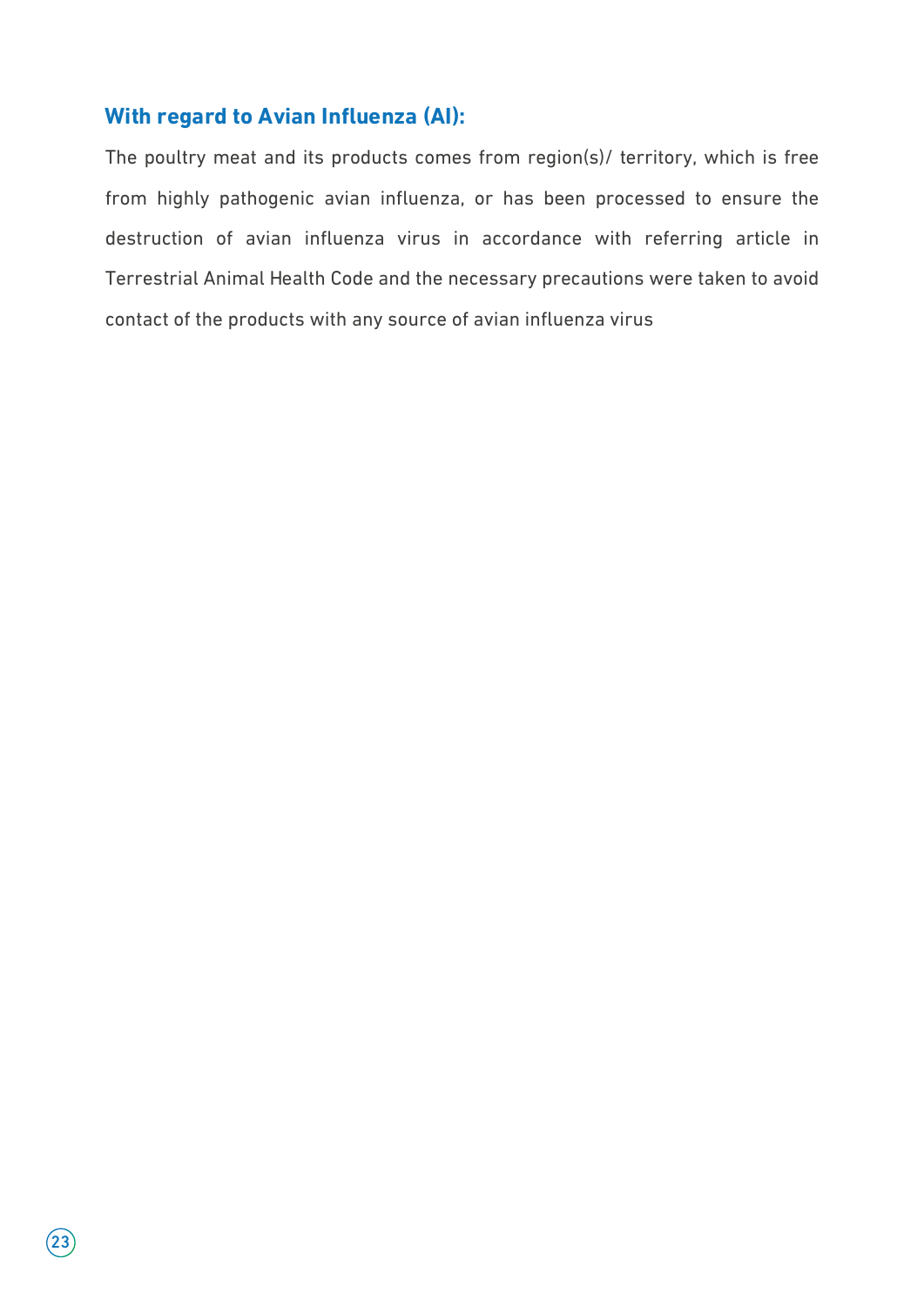### With regard to Avian Influenza (AI):

The poultry meat and its products comes from region(s)/ territory, which is free from highly pathogenic avian influenza, or has been processed to ensure the destruction of avian influenza virus in accordance with referring article in Terrestrial Animal Health Code and the necessary precautions were taken to avoid contact of the products with any source of avian influenza virus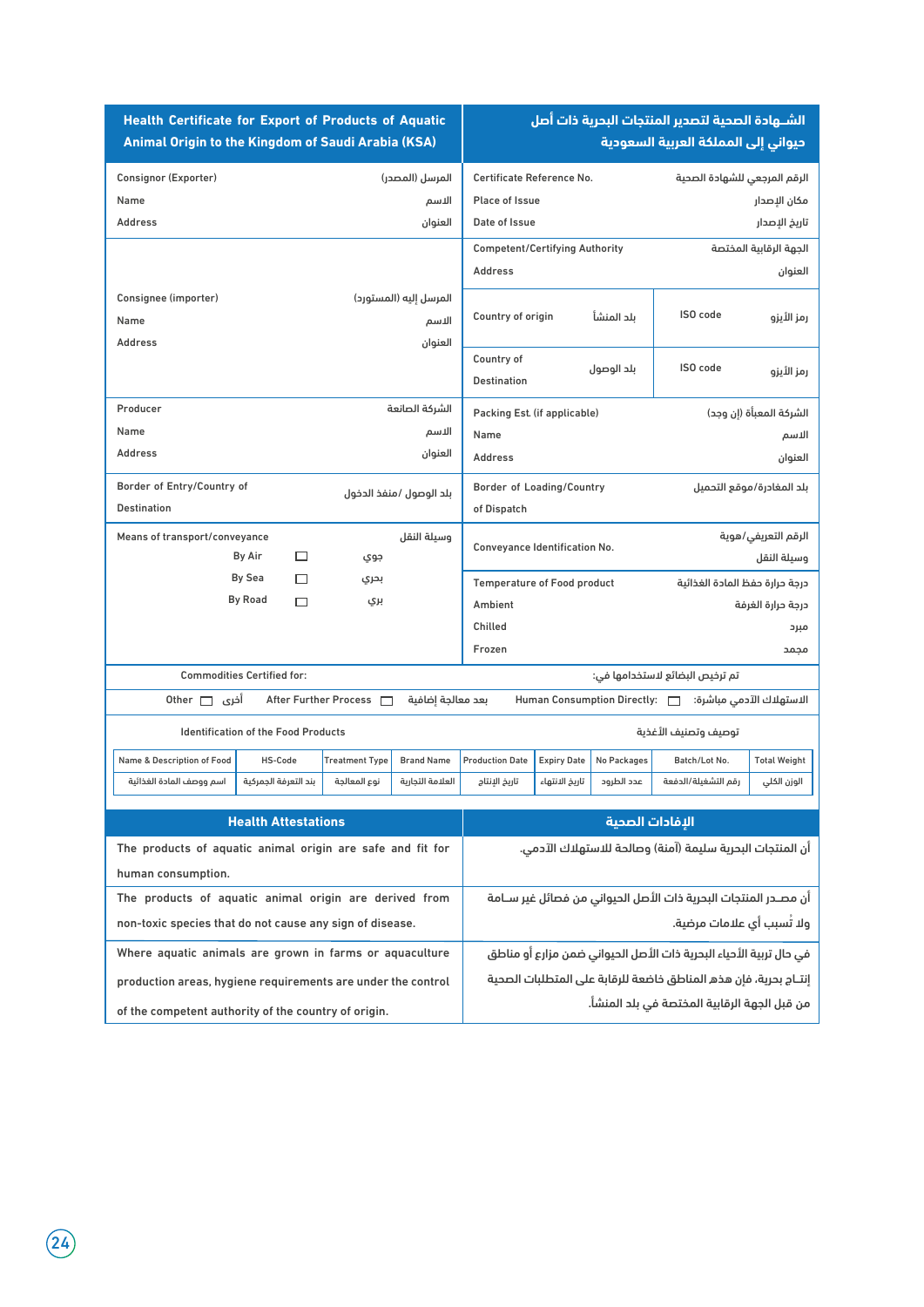## Health Certificate for Export of Products of Aquatic Animal Origin to the Kingdom of Saudi Arabia (KSA)

## الشـهادة الصحية لتصدير المنتجات البحرية ذات أصل حيواني إلى المملكة العربية السعودية

| | |
|---|---|
| Consignor (Exporter) المرسل (المصدر)<br>Name الاسم<br>Address العنوان | Certificate Reference No. الرقم المرجعي للشهادة الصحية<br>Place of Issue مكان الإصدار<br>Date of Issue تاريخ الإصدار |
| Consignee (importer) المرسل إليه (المستورد)<br>Name الاسم<br>Address العنوان | Competent/Certifying Authority الجهة الرقابية المختصة<br>Address العنوان<br>Country of origin بلد المنشأ — ISO code رمز الأيزو<br>Country of Destination بلد الوصول — ISO code رمز الأيزو |
| Producer الشركة الصانعة<br>Name الاسم<br>Address العنوان | Packing Est. (if applicable) الشركة المعبأة (إن وجد)<br>Name الاسم<br>Address العنوان |
| Border of Entry/Country of Destination بلد الوصول/ منفذ الدخول | Border of Loading/Country of Dispatch بلد المغادرة/موقع التحميل |
| Means of transport/conveyance وسيلة النقل<br>By Air ☐ جوي<br>By Sea ☐ بحري<br>By Road ☐ بري | Conveyance Identification No. الرقم التعريفي/هوية وسيلة النقل<br>Temperature of Food product درجة حرارة حفظ المادة الغذائية<br>Ambient درجة حرارة الغرفة<br>Chilled مبرد<br>Frozen مجمد |

Commodities Certified for: تم ترخيص البضائع لاستخدامها في:

Other ☐ أخرى — After Further Process ☐ بعد معالجة إضافية — Human Consumption Directly: ☐ الاستهلاك الآدمي مباشرة:

Identification of the Food Products توصيف وتصنيف الأغذية

| Name & Description of Food | HS-Code | Treatment Type | Brand Name | Production Date | Expiry Date | No Packages | Batch/Lot No. | Total Weight |
|---|---|---|---|---|---|---|---|---|
| اسم ووصف المادة الغذائية | بند التعرفة الجمركية | نوع المعالجة | العلامة التجارية | تاريخ الإنتاج | تاريخ الانتهاء | عدد الطرود | رقم التشغيلة/الدفعة | الوزن الكلي |

| Health Attestations | الإفادات الصحية |
|---|---|
| The products of aquatic animal origin are safe and fit for human consumption. | أن المنتجات البحرية سليمة (آمنة) وصالحة للاستهلاك الآدمي. |
| The products of aquatic animal origin are derived from non-toxic species that do not cause any sign of disease. | أن مصـدر المنتجات البحرية ذات الأصل الحيواني من فصائل غير سـامة ولا تُسبب أي علامات مرضية. |
| Where aquatic animals are grown in farms or aquaculture production areas, hygiene requirements are under the control of the competent authority of the country of origin. | في حال تربية الأحياء البحرية ذات الأصل الحيواني ضمن مزارع أو مناطق إنتـاج بحرية، فإن هذه المناطق خاضعة للرقابة على المتطلبات الصحية من قبل الجهة الرقابية المختصة في بلد المنشأ. |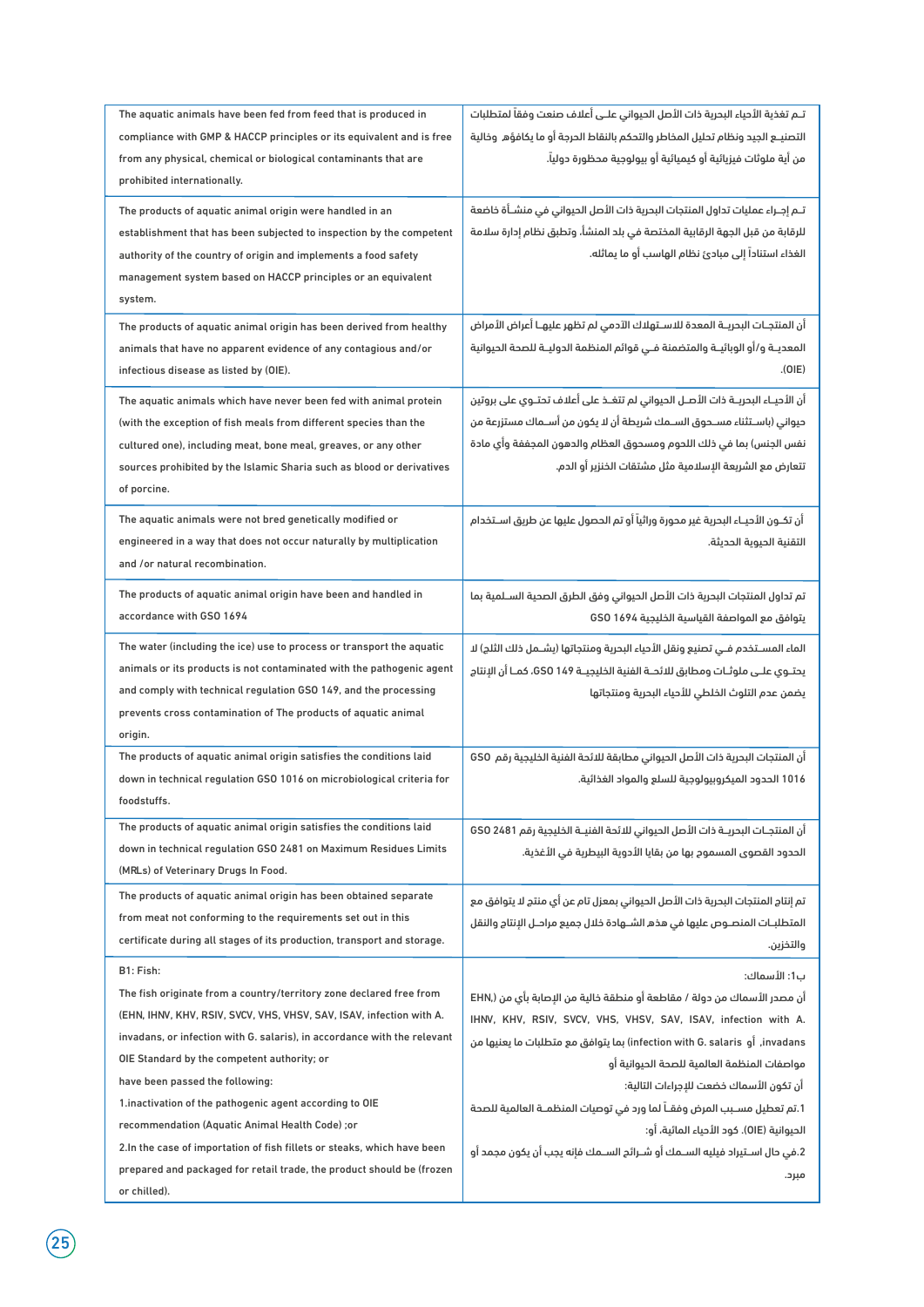| | |
|---|---|
| The aquatic animals have been fed from feed that is produced in compliance with GMP & HACCP principles or its equivalent and is free from any physical, chemical or biological contaminants that are prohibited internationally. | تـم تغذية الأحياء البحرية ذات الأصل الحيواني علـى أعلاف صنعت وفقاً لمتطلبات التصنيـع الجيد ونظام تحليل المخاطر والتحكم بالنقاط الحرجة أو ما يكافؤه وخالية من أية ملوثات فيزيائية أو كيميائية أو بيولوجية محظورة دولياً. |
| The products of aquatic animal origin were handled in an establishment that has been subjected to inspection by the competent authority of the country of origin and implements a food safety management system based on HACCP principles or an equivalent system. | تـم إجـراء عمليات تداول المنتجات البحرية ذات الأصل الحيواني في منشـأة خاضعة للرقابة من قبل الجهة الرقابية المختصة في بلد المنشأ، وتطبق نظام إدارة سلامة الغذاء استناداً إلى مبادئ نظام الهاسب أو ما يماثله. |
| The products of aquatic animal origin has been derived from healthy animals that have no apparent evidence of any contagious and/or infectious disease as listed by (OIE). | أن المنتجـات البحريـة المعدة للاسـتهلاك الآدمي لم تظهر عليهـا أعراض الأمراض المعديـة و/أو الوبائيـة والمتضمنة فـي قوائم المنظمة الدوليـة للصحة الحيوانية (OIE). |
| The aquatic animals which have never been fed with animal protein (with the exception of fish meals from different species than the cultured one), including meat, bone meal, greaves, or any other sources prohibited by the Islamic Sharia such as blood or derivatives of porcine. | أن الأحيـاء البحريـة ذات الأصـل الحيواني لم تتغـذ على أعلاف تحتـوي على بروتين حيواني (باسـتثناء مسـحوق السـمك شريطة أن لا يكون من أسـماك مستزرعة من نفس الجنس) بما في ذلك اللحوم ومسحوق العظام والدهون المجففة وأي مادة تتعارض مع الشريعة الإسلامية مثل مشتقات الخنزير أو الدم. |
| The aquatic animals were not bred genetically modified or engineered in a way that does not occur naturally by multiplication and /or natural recombination. | أن تكـون الأحيـاء البحرية غير محورة وراثياً أو تم الحصول عليها عن طريق اسـتخدام التقنية الحيوية الحديثة. |
| The products of aquatic animal origin have been and handled in accordance with GSO 1694 | تم تداول المنتجات البحرية ذات الأصل الحيواني وفق الطرق الصحية السـليمة بما يتوافق مع المواصفة القياسية الخليجية GSO 1694 |
| The water (including the ice) use to process or transport the aquatic animals or its products is not contaminated with the pathogenic agent and comply with technical regulation GSO 149, and the processing prevents cross contamination of The products of aquatic animal origin. | الماء المسـتخدم فـي تصنيع ونقل الأحياء البحرية ومنتجاتها (يشـمل ذلك الثلج) لا يحتـوي علـى ملوثـات ومطابق للائحـة الفنية الخليجيـة GSO 149، كمـا أن الإنتاج يضمن عدم التلوث الخلطي للأحياء البحرية ومنتجاتها |
| The products of aquatic animal origin satisfies the conditions laid down in technical regulation GSO 1016 on microbiological criteria for foodstuffs. | أن المنتجات البحرية ذات الأصل الحيواني مطابقة للائحة الفنية الخليجية رقم GSO 1016 الحدود الميكروبيولوجية للسلع والمواد الغذائية. |
| The products of aquatic animal origin satisfies the conditions laid down in technical regulation GSO 2481 on Maximum Residues Limits (MRLs) of Veterinary Drugs In Food. | أن المنتجـات البحريـة ذات الأصل الحيواني للائحة الفنيـة الخليجية رقم GSO 2481 الحدود القصوى المسموح بها من بقايا الأدوية البيطرية في الأغذية. |
| The products of aquatic animal origin has been obtained separate from meat not conforming to the requirements set out in this certificate during all stages of its production, transport and storage. | تم إنتاج المنتجات البحرية ذات الأصل الحيواني بمعزل تام عن أي منتج لا يتوافق مع المتطلبـات المنصـوص عليها في هذه الشـهادة خلال جميع مراحـل الإنتاج والنقل والتخزين. |
| B1: Fish:<br>The fish originate from a country/territory zone declared free from (EHN, IHNV, KHV, RSIV, SVCV, VHS, VHSV, SAV, ISAV, infection with A. invadans, or infection with G. salaris), in accordance with the relevant OIE Standard by the competent authority; or<br>have been passed the following:<br>1.inactivation of the pathogenic agent according to OIE recommendation (Aquatic Animal Health Code) ;or<br>2.In the case of importation of fish fillets or steaks, which have been prepared and packaged for retail trade, the product should be (frozen or chilled). | ب1: الأسماك:<br>أن مصدر الأسماك من دولة / مقاطعة أو منطقة خالية من الإصابة بأي من (EHN, IHNV, KHV, RSIV, SVCV, VHS, VHSV, SAV, ISAV, infection with A. invadans, أو infection with G. salaris) بما يتوافق مع متطلبات ما يعنيها من مواصفات المنظمة العالمية للصحة الحيوانية أو<br>أن تكون الأسماك خضعت للإجراءات التالية:<br>1.تم تعطيل مسـبب المرض وفقـاً لما ورد في توصيات المنظمـة العالمية للصحة الحيوانية (OIE). كود الأحياء المائية. أو:<br>2.في حال اسـتيراد فيليه السـمك أو شـرائح السـمك فإنه يجب أن يكون مجمد أو مبرد. |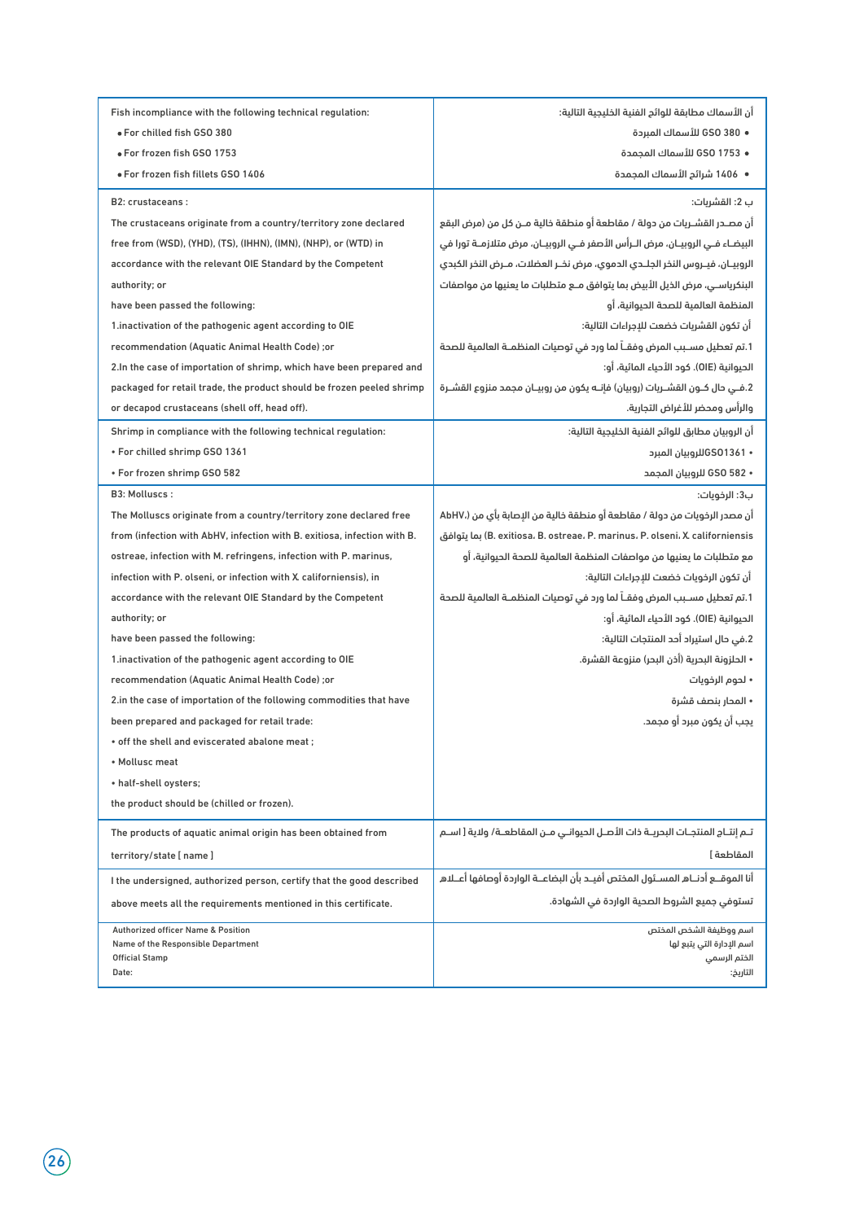| | |
|---|---|
| Fish incompliance with the following technical regulation:<br>• For chilled fish GSO 380<br>• For frozen fish GSO 1753<br>• For frozen fish fillets GSO 1406 | أن الأسماك مطابقة للوائح الفنية الخليجية التالية:<br>• GSO 380 للأسماك المبردة<br>• GSO 1753 للأسماك المجمدة<br>• 1406 شرائح الأسماك المجمدة |
| B2: crustaceans :<br>The crustaceans originate from a country/territory zone declared free from (WSD), (YHD), (TS), (IHHN), (IMN), (NHP), or (WTD) in accordance with the relevant OIE Standard by the Competent authority; or<br>have been passed the following:<br>1.inactivation of the pathogenic agent according to OIE recommendation (Aquatic Animal Health Code) ;or<br>2.In the case of importation of shrimp, which have been prepared and packaged for retail trade, the product should be frozen peeled shrimp or decapod crustaceans (shell off, head off). | ب 2: القشريات:<br>أن مصـدر القشـريات من دولة / مقاطعة أو منطقة خالية مـن كل من (مرض البقع البيضـاء فـي الروبيـان، مرض الـرأس الأصفر فـي الروبيـان، مرض متلازمـة تورا في الروبيـان، فيـروس النخر الجلـدي الدموي، مرض نخـر العضلات، مـرض النخر الكبدي البنكرياسـي، مرض الذيل الأبيض بما يتوافق مـع متطلبات ما يعنيها من مواصفات المنظمة العالمية للصحة الحيوانية، أو<br>أن تكون القشريات خضعت للإجراءات التالية:<br>1.تم تعطيل مسـبب المرض وفقـاً لما ورد في توصيات المنظمـة العالمية للصحة الحيوانية (OIE)، كود الأحياء المائية، أو:<br>2.فـي حال كـون القشـريات (روبيان) فإنـه يكون من روبيـان مجمد منزوع القشـرة والرأس ومحضر للأغراض التجارية. |
| Shrimp in compliance with the following technical regulation:<br>• For chilled shrimp GSO 1361<br>• For frozen shrimp GSO 582 | أن الروبيان مطابق للوائح الفنية الخليجية التالية:<br>• GSO1361للروبيان المبرد<br>• GSO 582 للروبيان المجمد |
| B3: Molluscs :<br>The Molluscs originate from a country/territory zone declared free from (infection with AbHV, infection with B. exitiosa, infection with B. ostreae, infection with M. refringens, infection with P. marinus, infection with P. olseni, or infection with X. californiensis), in accordance with the relevant OIE Standard by the Competent authority; or<br>have been passed the following:<br>1.inactivation of the pathogenic agent according to OIE recommendation (Aquatic Animal Health Code) ;or<br>2.in the case of importation of the following commodities that have been prepared and packaged for retail trade:<br>• off the shell and eviscerated abalone meat ;<br>• Mollusc meat<br>• half-shell oysters;<br>the product should be (chilled or frozen). | ب3: الرخويات:<br>أن مصدر الرخويات من دولة / مقاطعة أو منطقة خالية من الإصابة بأي من (AbHV. B. exitiosa، B. ostreae، P. marinus، P. olseni، X. californiensis) بما يتوافق مع متطلبات ما يعنيها من مواصفات المنظمة العالمية للصحة الحيوانية، أو<br>أن تكون الرخويات خضعت للإجراءات التالية:<br>1.تم تعطيل مسـبب المرض وفقـاً لما ورد في توصيات المنظمـة العالمية للصحة الحيوانية (OIE)، كود الأحياء المائية، أو:<br>2.في حال استيراد أحد المنتجات التالية:<br>• الحلزونة البحرية (أذن البحر) منزوعة القشرة.<br>• لحوم الرخويات<br>• المحار بنصف قشرة<br>يجب أن يكون مبرد أو مجمد. |
| The products of aquatic animal origin has been obtained from territory/state [ name ] | تـم إنتـاج المنتجـات البحريـة ذات الأصـل الحيوانـي مـن المقاطعـة/ ولاية [ اسـم المقاطعة ] |
| I the undersigned, authorized person, certify that the good described above meets all the requirements mentioned in this certificate. | أنا الموقـع أدنـاه المسـئول المختص أفيـد بأن البضاعـة الواردة أوصافها أعـلاه تستوفي جميع الشروط الصحية الواردة في الشهادة. |
| Authorized officer Name & Position<br>Name of the Responsible Department<br>Official Stamp<br>Date: | اسم ووظيفة الشخص المختص<br>اسم الإدارة التي يتبع لها<br>الختم الرسمي<br>التاريخ: |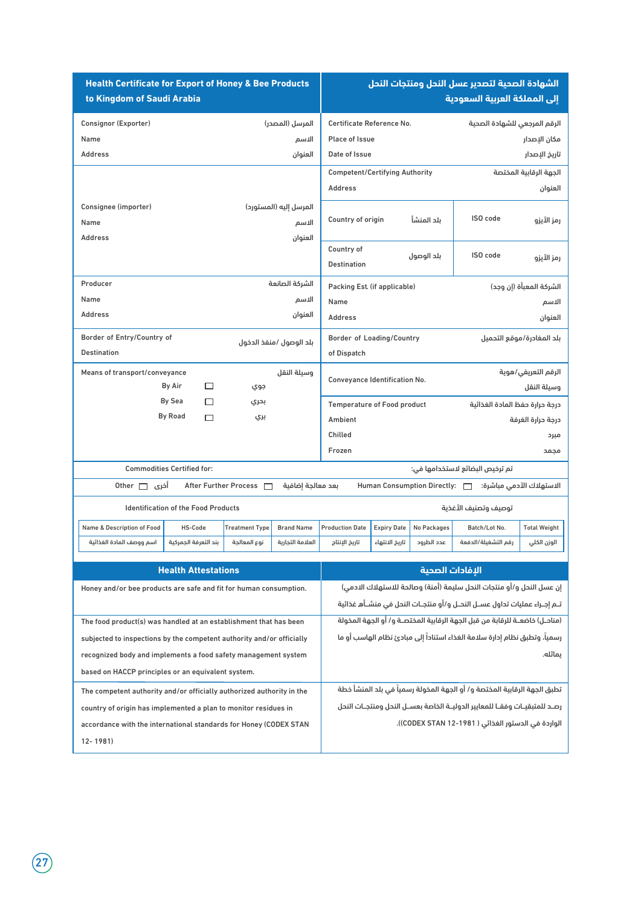| Health Certificate for Export of Honey & Bee Products to Kingdom of Saudi Arabia | الشهادة الصحية لتصدير عسل النحل ومنتجات النحل إلى المملكة العربية السعودية |
|---|---|
| Consignor (Exporter) المرسل (المصدر)<br>Name الاسم<br>Address العنوان | Certificate Reference No. الرقم المرجعي للشهادة الصحية<br>Place of Issue مكان الإصدار<br>Date of Issue تاريخ الإصدار |
| Consignee (importer) المرسل إليه (المستورد)<br>Name الاسم<br>Address العنوان | Competent/Certifying Authority الجهة الرقابية المختصة<br>Address العنوان<br>Country of origin بلد المنشأ — ISO code رمز الأيزو<br>Country of Destination بلد الوصول — ISO code رمز الأيزو |
| Producer الشركة الصانعة<br>Name الاسم<br>Address العنوان | Packing Est. (if applicable) الشركة المعبأة (إن وجد)<br>Name الاسم<br>Address العنوان |
| Border of Entry/Country of Destination بلد الوصول/ منفذ الدخول | Border of Loading/Country of Dispatch بلد المغادرة/موقع التحميل |
| Means of transport/conveyance وسيلة النقل<br>By Air ☐ جوي<br>By Sea ☐ بحري<br>By Road ☐ بري | Conveyance Identification No. الرقم التعريفي/هوية وسيلة النقل<br>Temperature of Food product درجة حرارة حفظ المادة الغذائية<br>Ambient درجة حرارة الغرفة<br>Chilled مبرد<br>Frozen مجمد |

Commodities Certified for: تم ترخيص البضائع لاستخدامها في:

Other ☐ أخرى After Further Process ☐ بعد معالجة إضافية Human Consumption Directly: ☐ الاستهلاك الآدمي مباشرة:

Identification of the Food Products توصيف وتصنيف الأغذية

| Name & Description of Food<br>اسم ووصف المادة الغذائية | HS-Code<br>بند التعرفة الجمركية | Treatment Type<br>نوع المعالجة | Brand Name<br>العلامة التجارية | Production Date<br>تاريخ الإنتاج | Expiry Date<br>تاريخ الانتهاء | No Packages<br>عدد الطرود | Batch/Lot No.<br>رقم التشغيلة/الدفعة | Total Weight<br>الوزن الكلي |
|---|---|---|---|---|---|---|---|---|

| Health Attestations | الإفادات الصحية |
|---|---|
| Honey and/or bee products are safe and fit for human consumption. | إن عسل النحل و/أو منتجات النحل سليمة (آمنة) وصالحة للاستهلاك الادمي |
| The food product(s) was handled at an establishment that has been subjected to inspections by the competent authority and/or officially recognized body and implements a food safety management system based on HACCP principles or an equivalent system. | تـم إجـراء عمليات تداول عسـل النحـل و/أو منتجـات النحل في منشـأة غذائية (مناحـل) خاضعـة للرقابة من قبل الجهة الرقابية المختصـة و/ أو الجهة المخولة رسمياً، وتطبق نظام إدارة سلامة الغذاء استناداً إلى مبادئ نظام الهاسب أو ما يماثله. |
| The competent authority and/or officially authorized authority in the country of origin has implemented a plan to monitor residues in accordance with the international standards for Honey (CODEX STAN 12- 1981) | تطبق الجهة الرقابية المختصة و/ أو الجهة المخولة رسمياً في بلد المنشأ خطة رصـد للمتبقيـات وفقـاً للمعايير الدوليـة الخاصة بعسـل النحل ومنتجـات النحل الواردة في الدستور الغذائي ( CODEX STAN 12-1981)). |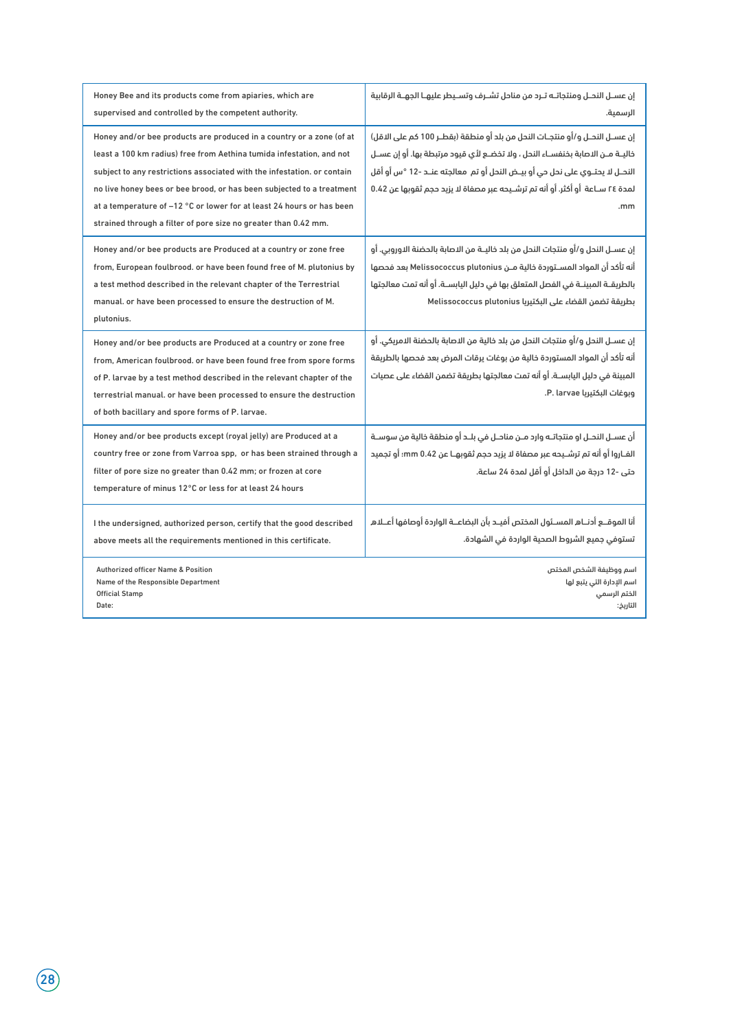| | |
|---|---|
| Honey Bee and its products come from apiaries, which are supervised and controlled by the competent authority. | إن عسـل النحـل ومنتجاتـه تـرد من مناحل تشـرف وتسـيطر عليهـا الجهـة الرقابية الرسمية. |
| Honey and/or bee products are produced in a country or a zone (of at least a 100 km radius) free from Aethina tumida infestation, and not subject to any restrictions associated with the infestation. or contain no live honey bees or bee brood, or has been subjected to a treatment at a temperature of –12 °C or lower for at least 24 hours or has been strained through a filter of pore size no greater than 0.42 mm. | إن عسـل النحـل و/أو منتجـات النحل من بلد أو منطقة (بقطـر 100 كم على الاقل) خاليـة مـن الاصابة بخنفسـاء النحل ، ولا تخضـع لأي قيود مرتبطة بها. أو إن عسـل النحـل لا يحتـوي على نحل حي أو بيـض النحل أو تم معالجته عنـد -12 °س أو أقل لمدة ٢٤ سـاعة أو أكثر. أو أنه تم ترشـيحه عبر مصفاة لا يزيد حجم ثقوبها عن 0.42 mm. |
| Honey and/or bee products are Produced at a country or zone free from, European foulbrood. or have been found free of M. plutonius by a test method described in the relevant chapter of the Terrestrial manual. or have been processed to ensure the destruction of M. plutonius. | إن عسـل النحل و/أو منتجات النحل من بلد خاليـة من الاصابة بالحضنة الاوروبي. أو أنه تأكد أن المواد المسـتوردة خالية مـن Melissococcus plutonius بعد فحصها بالطريقـة المبينـة في الفصل المتعلق بها في دليل اليابسـة. أو أنه تمت معالجتها بطريقة تضمن القضاء على البكتيريا Melissococcus plutonius |
| Honey and/or bee products are Produced at a country or zone free from, American foulbrood. or have been found free from spore forms of P. larvae by a test method described in the relevant chapter of the terrestrial manual. or have been processed to ensure the destruction of both bacillary and spore forms of P. larvae. | إن عسـل النحل و/أو منتجات النحل من بلد خالية من الاصابة بالحضنة الامريكي. أو أنه تأكد أن المواد المستوردة خالية من بوغات يرقات المرض بعد فحصها بالطريقة المبينة في دليل اليابسـة. أو أنه تمت معالجتها بطريقة تضمن القضاء على عصيات وبوغات البكتيريا P. larvae. |
| Honey and/or bee products except (royal jelly) are Produced at a country free or zone from Varroa spp, or has been strained through a filter of pore size no greater than 0.42 mm; or frozen at core temperature of minus 12°C or less for at least 24 hours | أن عسـل النحـل او منتجاتـه وارد مـن مناحـل في بلـد أو منطقة خالية من سوسـة الفـاروا أو أنه تم ترشـيحه عبر مصفاة لا يزيد حجم ثقوبهـا عن 0.42 mm: أو تجميد حتى -12 درجة من الداخل أو أقل لمدة 24 ساعة. |
| I the undersigned, authorized person, certify that the good described above meets all the requirements mentioned in this certificate. | أنا الموقـع أدنـاه المسـئول المختص أفيـد بأن البضاعـة الواردة أوصافها أعـلاه تستوفي جميع الشروط الصحية الواردة في الشهادة. |

| | |
|---|---|
| Authorized officer Name & Position | اسم ووظيفة الشخص المختص |
| Name of the Responsible Department | اسم الإدارة التي يتبع لها |
| Official Stamp | الختم الرسمي |
| Date: | التاريخ: |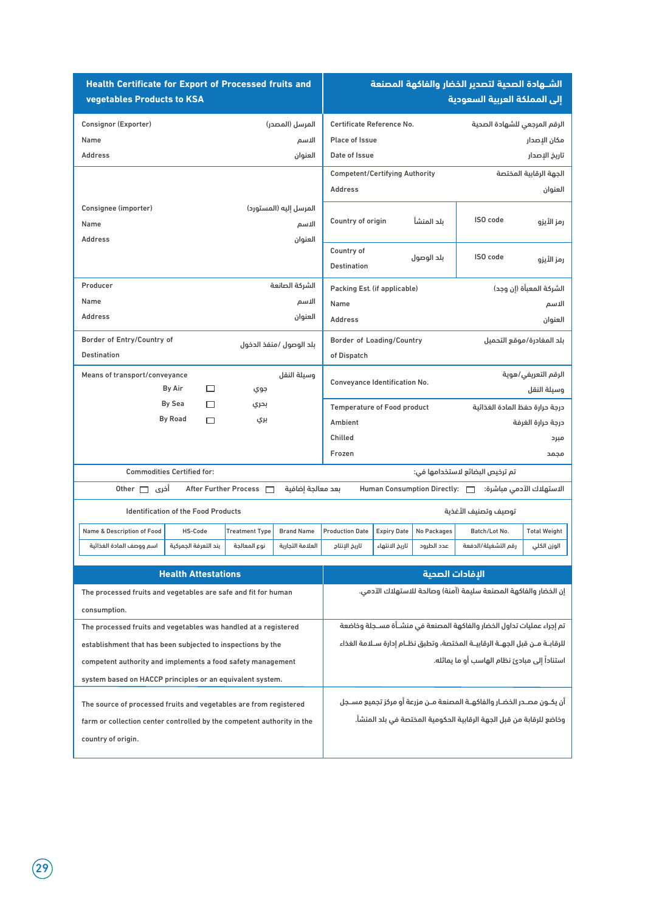# Health Certificate for Export of Processed fruits and vegetables Products to KSA

# الشـهادة الصحية لتصدير الخضار والفاكهة المصنعة إلى المملكة العربية السعودية

| | | | |
|---|---|---|---|
| Consignor (Exporter) | المرسل (المصدر) | Certificate Reference No. | الرقم المرجعي للشهادة الصحية |
| Name | الاسم | Place of Issue | مكان الإصدار |
| Address | العنوان | Date of Issue | تاريخ الإصدار |
| | | Competent/Certifying Authority | الجهة الرقابية المختصة |
| | | Address | العنوان |
| Consignee (importer) | المرسل إليه (المستورد) | Country of origin بلد المنشأ | ISO code رمز الأيزو |
| Name | الاسم | | |
| Address | العنوان | Country of Destination بلد الوصول | ISO code رمز الأيزو |
| Producer | الشركة الصانعة | Packing Est. (if applicable) | الشركة المعبأة (إن وجد) |
| Name | الاسم | Name | الاسم |
| Address | العنوان | Address | العنوان |
| Border of Entry/Country of Destination | بلد الوصول/ منفذ الدخول | Border of Loading/Country of Dispatch | بلد المغادرة/موقع التحميل |
| Means of transport/conveyance | وسيلة النقل | Conveyance Identification No. | الرقم التعريفي/هوية وسيلة النقل |
| By Air ☐ | جوي | Temperature of Food product | درجة حرارة حفظ المادة الغذائية |
| By Sea ☐ | بحري | Ambient | درجة حرارة الغرفة |
| By Road ☐ | بري | Chilled | مبرد |
| | | Frozen | مجمد |

Commodities Certified for: / تم ترخيص البضائع لاستخدامها في:

Other ☐ أخرى    After Further Process ☐ بعد معالجة إضافية    Human Consumption Directly: ☐ الاستهلاك الآدمي مباشرة:

Identification of the Food Products / توصيف وتصنيف الأغذية

| Name & Description of Food | HS-Code | Treatment Type | Brand Name | Production Date | Expiry Date | No Packages | Batch/Lot No. | Total Weight |
|---|---|---|---|---|---|---|---|---|
| اسم ووصف المادة الغذائية | بند التعرفة الجمركية | نوع المعالجة | العلامة التجارية | تاريخ الإنتاج | تاريخ الانتهاء | عدد الطرود | رقم التشغيلة/الدفعة | الوزن الكلي |

| Health Attestations | الإفادات الصحية |
|---|---|
| The processed fruits and vegetables are safe and fit for human consumption. | إن الخضار والفاكهة المصنعة سليمة (آمنة) وصالحة للاستهلاك الآدمي. |
| The processed fruits and vegetables was handled at a registered establishment that has been subjected to inspections by the competent authority and implements a food safety management system based on HACCP principles or an equivalent system. | تم إجراء عمليات تداول الخضار والفاكهة المصنعة في منشـأة مسـجلة وخاضعة للرقابـة مـن قبل الجهـة الرقابيـة المختصة، وتطبق نظـام إدارة سـلامة الغذاء استناداً إلى مبادئ نظام الهاسب أو ما يماثله. |
| The source of processed fruits and vegetables are from registered farm or collection center controlled by the competent authority in the country of origin. | أن يكـون مصـدر الخضار والفاكهـة المصنعة مـن مزرعة أو مركز تجميع مسـجل وخاضع للرقابة من قبل الجهة الرقابية الحكومية المختصة في بلد المنشأ. |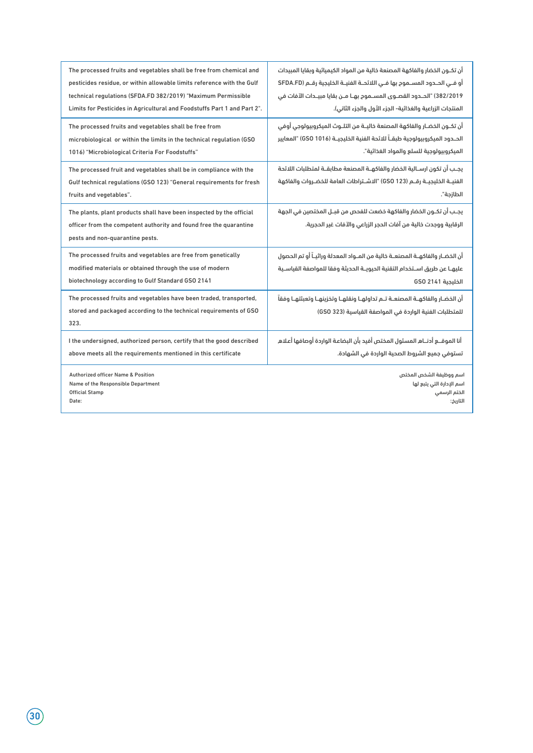| | |
|---|---|
| The processed fruits and vegetables shall be free from chemical and pesticides residue, or within allowable limits reference with the Gulf technical regulations (SFDA.FD 382/2019) "Maximum Permissible Limits for Pesticides in Agricultural and Foodstuffs Part 1 and Part 2". | أن تكـون الخضار والفاكهة المصنعة خالية من المواد الكيميائية وبقايا المبيدات أو فـي الحـدود المسـموح بها فـي اللائحـة الفنيـة الخليجية رقـم (SFDA.FD 382/2019) "الحـدود القصـوى المسـموح بهـا مـن بقايا مبيـدات الآفات في المنتجات الزراعية والغذائية- الجزء الأول والجزء الثاني). |
| The processed fruits and vegetables shall be free from microbiological or within the limits in the technical regulation (GSO 1016) "Microbiological Criteria For Foodstuffs" | أن تكـون الخضـار والفاكهة المصنعة خاليـة من التلـوث الميكروبيولوجي أوفي الحـدود الميكروبيولوجية طبقـاً للائحة الفنية الخليجيـة (GSO 1016) "المعايير الميكروبيولوجية للسلع والمواد الغذائية". |
| The processed fruit and vegetables shall be in compliance with the Gulf technical regulations (GSO 123) "General requirements for fresh fruits and vegetables". | يجـب أن تكون ارسـالية الخضار والفاكهـة المصنعة مطابقـة لمتطلبات اللائحة الفنيـة الخليجيـة رقـم (GSO 123) "الاشـتراطات العامة للخضـروات والفاكهة الطازجة". |
| The plants, plant products shall have been inspected by the official officer from the competent authority and found free the quarantine pests and non-quarantine pests. | يجـب أن تكـون الخضار والفاكهة خضعت للفحص من قبـل المختصين في الجهة الرقابية ووجدت خالية من آفات الحجر الزراعي والآفات غير الحجرية. |
| The processed fruits and vegetables are free from genetically modified materials or obtained through the use of modern biotechnology according to Gulf Standard GSO 2141 | أن الخضـار والفاكهـة المصنعـة خالية من المـواد المعدلة وراثيـاً أو تم الحصول عليهـا عن طريق اسـتخدام التقنية الحيويـة الحديثة وفقا للمواصفة القياسـية الخليجية GSO 2141 |
| The processed fruits and vegetables have been traded, transported, stored and packaged according to the technical requirements of GSO 323. | أن الخضـار والفاكهـة المصنعـة تـم تداولهـا ونقلهـا وتخزينهـا وتعبئتهـا وفقاً للمتطلبات الفنية الواردة في المواصفة القياسية (GSO 323) |
| I the undersigned, authorized person, certify that the good described above meets all the requirements mentioned in this certificate | أنا الموقـع أدنـاه المسئول المختص أفيد بأن البضاعة الواردة أوصافها أعلاه تستوفي جميع الشروط الصحية الواردة في الشهادة. |
| Authorized officer Name & Position<br>Name of the Responsible Department<br>Official Stamp<br>Date: | اسم ووظيفة الشخص المختص<br>اسم الإدارة التي يتبع لها<br>الختم الرسمي<br>التاريخ: |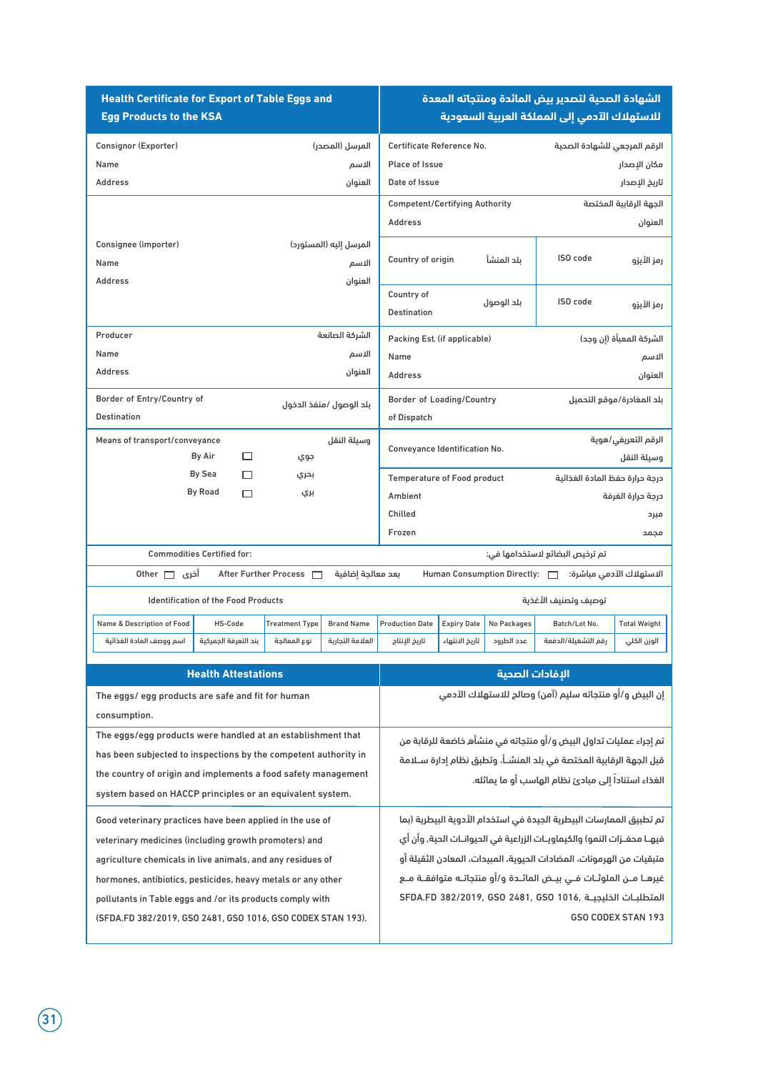| Health Certificate for Export of Table Eggs and Egg Products to the KSA | الشهادة الصحية لتصدير بيض المائدة ومنتجاته المعدة للاستهلاك الآدمي إلى المملكة العربية السعودية |
|---|---|
| Consignor (Exporter) المرسل (المصدر)<br>Name الاسم<br>Address العنوان | Certificate Reference No. الرقم المرجعي للشهادة الصحية<br>Place of Issue مكان الإصدار<br>Date of Issue تاريخ الإصدار |
| Consignee (importer) المرسل إليه (المستورد)<br>Name الاسم<br>Address العنوان | Competent/Certifying Authority الجهة الرقابية المختصة<br>Address العنوان<br>Country of origin بلد المنشأ — ISO code رمز الأيزو<br>Country of Destination بلد الوصول — ISO code رمز الأيزو |
| Producer الشركة الصانعة<br>Name الاسم<br>Address العنوان | Packing Est. (if applicable) الشركة المعبأة (إن وجد)<br>Name الاسم<br>Address العنوان |
| Border of Entry/Country of Destination بلد الوصول/ منفذ الدخول | Border of Loading/Country of Dispatch بلد المغادرة/موقع التحميل |
| Means of transport/conveyance وسيلة النقل<br>By Air ☐ جوي<br>By Sea ☐ بحري<br>By Road ☐ بري | Conveyance Identification No. الرقم التعريفي/هوية وسيلة النقل<br>Temperature of Food product درجة حرارة حفظ المادة الغذائية<br>Ambient درجة حرارة الغرفة<br>Chilled مبرد<br>Frozen مجمد |
| Commodities Certified for: | تم ترخيص البضائع لاستخدامها في: |
| Other ☐ أخرى — After Further Process ☐ بعد معالجة إضافية | Human Consumption Directly: ☐ الاستهلاك الآدمي مباشرة: |
| Identification of the Food Products | توصيف وتصنيف الأغذية |

| Name & Description of Food | HS-Code | Treatment Type | Brand Name | Production Date | Expiry Date | No Packages | Batch/Lot No. | Total Weight |
|---|---|---|---|---|---|---|---|---|
| اسم ووصف المادة الغذائية | بند التعرفة الجمركية | نوع المعالجة | العلامة التجارية | تاريخ الإنتاج | تاريخ الانتهاء | عدد الطرود | رقم التشغيلة/الدفعة | الوزن الكلي |

| Health Attestations | الإفادات الصحية |
|---|---|
| The eggs/ egg products are safe and fit for human consumption. | إن البيض و/أو منتجاته سليم (آمن) وصالح للاستهلاك الآدمي |
| The eggs/egg products were handled at an establishment that has been subjected to inspections by the competent authority in the country of origin and implements a food safety management system based on HACCP principles or an equivalent system. | تم إجراء عمليات تداول البيض و/أو منتجاته في منشأة خاضعة للرقابة من قبل الجهة الرقابية المختصة في بلد المنشأ، وتطبق نظام إدارة سلامة الغذاء استناداً إلى مبادئ نظام الهاسب أو ما يماثله. |
| Good veterinary practices have been applied in the use of veterinary medicines (including growth promoters) and agriculture chemicals in live animals, and any residues of hormones, antibiotics, pesticides, heavy metals or any other pollutants in Table eggs and /or its products comply with (SFDA.FD 382/2019, GSO 2481, GSO 1016, GSO CODEX STAN 193). | تم تطبيق الممارسات البيطرية الجيدة في استخدام الأدوية البيطرية (بما فيها محفزات النمو) والكيماويات الزراعية في الحيوانات الحية، وأن أي متبقيات من الهرمونات، المضادات الحيوية، المبيدات، المعادن الثقيلة أو غيرها من الملوثات في بيض المائدة و/أو منتجاته متوافقة مع المتطلبات الخليجية SFDA.FD 382/2019, GSO 2481, GSO 1016, GSO CODEX STAN 193 |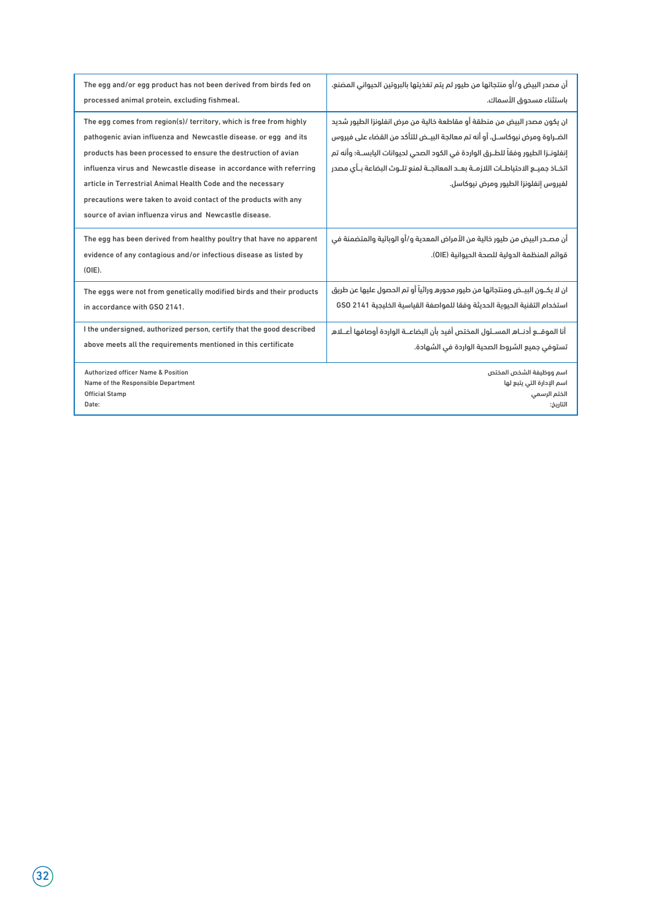| | |
|---|---|
| The egg and/or egg product has not been derived from birds fed on processed animal protein, excluding fishmeal. | أن مصدر البيض و/أو منتجاتها من طيور لم يتم تغذيتها بالبروتين الحيواني المصنع، باستثناء مسحوق الأسماك. |
| The egg comes from region(s)/ territory, which is free from highly pathogenic avian influenza and Newcastle disease. or egg and its products has been processed to ensure the destruction of avian influenza virus and Newcastle disease in accordance with referring article in Terrestrial Animal Health Code and the necessary precautions were taken to avoid contact of the products with any source of avian influenza virus and Newcastle disease. | ان يكون مصدر البيض من منطقة أو مقاطعة خالية من مرض انفلونزا الطيور شديد الضـراوة ومرض نيوكاسـل. أو أنه تم معالجة البيـض للتأكد من القضاء على فيروس إنفلونـزا الطيور وفقاً للطـرق الواردة في الكود الصحي لحيوانات اليابســة؛ وأنه تم اتخـاذ جميـع الاحتياطـات اللازمــة بعـد المعالجـة لمنع تلـوث البضاعة بـأي مصدر لفيروس إنفلونزا الطيور ومرض نيوكاسل. |
| The egg has been derived from healthy poultry that have no apparent evidence of any contagious and/or infectious disease as listed by (OIE). | أن مصـدر البيض من طيور خالية من الأمراض المعدية و/أو الوبائية والمتضمنة في قوائم المنظمة الدولية للصحة الحيوانية (OIE). |
| The eggs were not from genetically modified birds and their products in accordance with GSO 2141. | ان لا يكـون البيـض ومنتجاتها من طيور محورهِ وراثياً أو تم الحصول عليها عن طريق استخدام التقنية الحيوية الحديثة وفقا للمواصفة القياسية الخليجية GSO 2141 |
| I the undersigned, authorized person, certify that the good described above meets all the requirements mentioned in this certificate | أنا الموقـع أدنـاه المسـئول المختص أفيد بأن البضاعـة الواردة أوصافها أعـلاه تستوفي جميع الشروط الصحية الواردة في الشهادة. |
| Authorized officer Name & Position<br>Name of the Responsible Department<br>Official Stamp<br>Date: | اسم ووظيفة الشخص المختص<br>اسم الإدارة التي يتبع لها<br>الختم الرسمي<br>التاريخ: |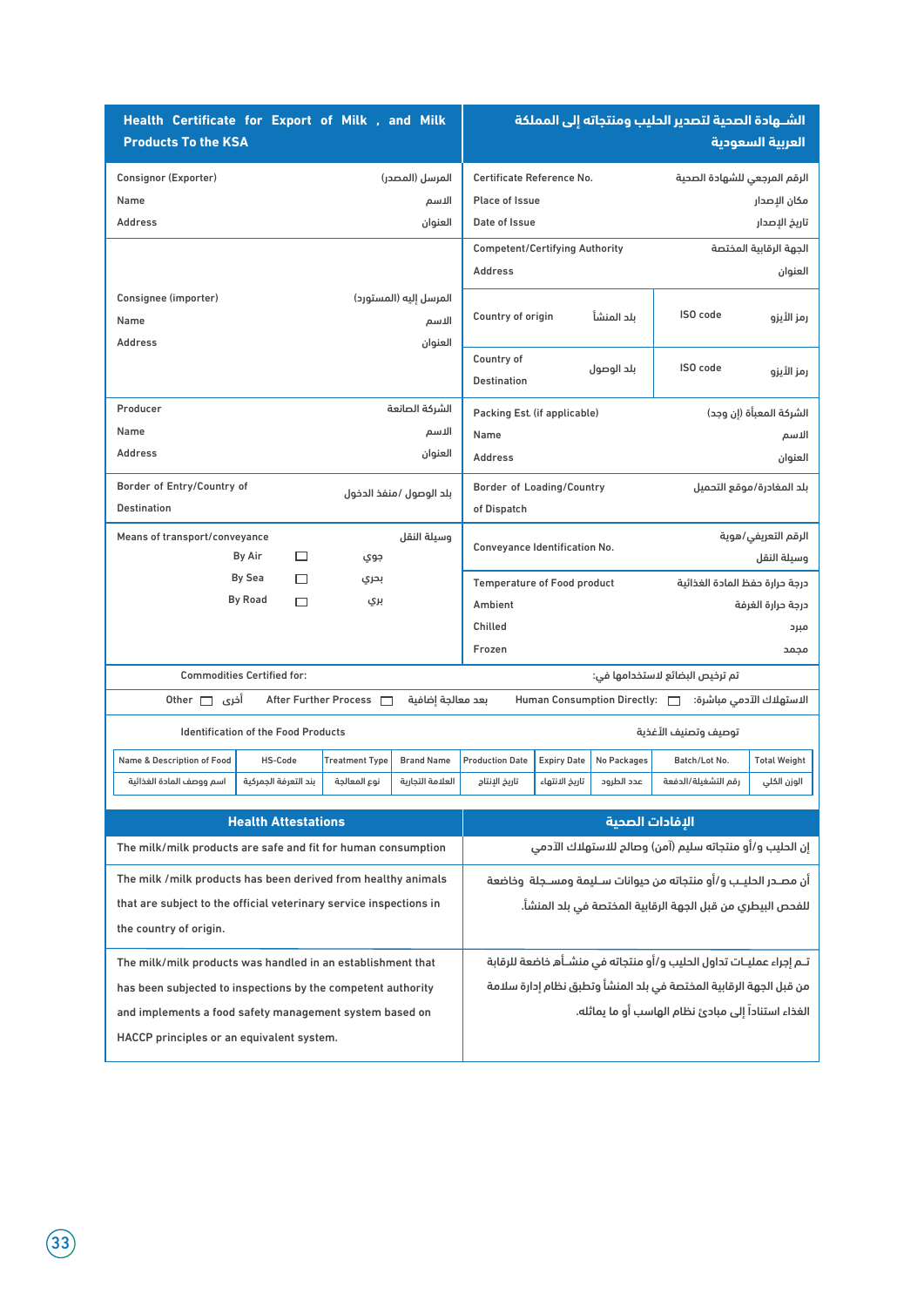| Health Certificate for Export of Milk , and Milk Products To the KSA | الشـهادة الصحية لتصدير الحليب ومنتجاته إلى المملكة العربية السعودية |
|---|---|
| Consignor (Exporter) المرسل (المصدر)<br>Name الاسم<br>Address العنوان | Certificate Reference No. الرقم المرجعي للشهادة الصحية<br>Place of Issue مكان الإصدار<br>Date of Issue تاريخ الإصدار |
| | Competent/Certifying Authority الجهة الرقابية المختصة<br>Address العنوان |
| Consignee (importer) المرسل إليه (المستورد)<br>Name الاسم<br>Address العنوان | Country of origin بلد المنشأ / ISO code رمز الأيزو<br>Country of Destination بلد الوصول / ISO code رمز الأيزو |
| Producer الشركة الصانعة<br>Name الاسم<br>Address العنوان | Packing Est. (if applicable) الشركة المعبأة (إن وجد)<br>Name الاسم<br>Address العنوان |
| Border of Entry/Country of Destination بلد الوصول/ منفذ الدخول | Border of Loading/Country of Dispatch بلد المغادرة/موقع التحميل |
| Means of transport/conveyance وسيلة النقل<br>By Air ☐ جوي<br>By Sea ☐ بحري<br>By Road ☐ بري | Conveyance Identification No. الرقم التعريفي/هوية وسيلة النقل<br>Temperature of Food product درجة حرارة حفظ المادة الغذائية<br>Ambient درجة حرارة الغرفة<br>Chilled مبرد<br>Frozen مجمد |

Commodities Certified for: تم ترخيص البضائع لاستخدامها في:

Other ☐ أخرى — After Further Process ☐ بعد معالجة إضافية — Human Consumption Directly: ☐ الاستهلاك الآدمي مباشرة:

Identification of the Food Products توصيف وتصنيف الأغذية

| Name & Description of Food | HS-Code | Treatment Type | Brand Name | Production Date | Expiry Date | No Packages | Batch/Lot No. | Total Weight |
|---|---|---|---|---|---|---|---|---|
| اسم ووصف المادة الغذائية | بند التعرفة الجمركية | نوع المعالجة | العلامة التجارية | تاريخ الإنتاج | تاريخ الانتهاء | عدد الطرود | رقم التشغيلة/الدفعة | الوزن الكلي |

| Health Attestations | الإفادات الصحية |
|---|---|
| The milk/milk products are safe and fit for human consumption | إن الحليب و/أو منتجاته سليم (آمن) وصالح للاستهلاك الآدمي |
| The milk /milk products has been derived from healthy animals that are subject to the official veterinary service inspections in the country of origin. | أن مصـدر الحليـب و/أو منتجاته من حيوانات سـليمة ومسـجلة وخاضعة للفحص البيطري من قبل الجهة الرقابية المختصة في بلد المنشأ. |
| The milk/milk products was handled in an establishment that has been subjected to inspections by the competent authority and implements a food safety management system based on HACCP principles or an equivalent system. | تـم إجراء عمليـات تداول الحليب و/أو منتجاته في منشـأة خاضعة للرقابة من قبل الجهة الرقابية المختصة في بلد المنشأ وتطبق نظام إدارة سلامة الغذاء استناداً إلى مبادئ نظام الهاسب أو ما يماثله. |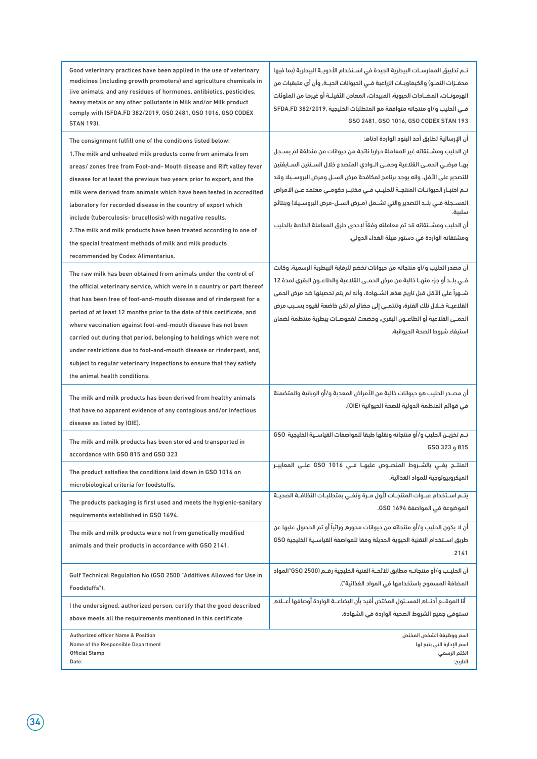| | |
|---|---|
| Good veterinary practices have been applied in the use of veterinary medicines (including growth promoters) and agriculture chemicals in live animals, and any residues of hormones, antibiotics, pesticides, heavy metals or any other pollutants in Milk and/or Milk product comply with (SFDA.FD 382/2019, GSO 2481, GSO 1016, GSO CODEX STAN 193). | تـم تطبيق الممارسـات البيطرية الجيدة في اسـتخدام الأدويـة البيطرية (بما فيها محفـزات النمـو) والكيماويـات الزراعية فـي الحيوانات الحيـة، وأن أي متبقيات من الهرمونـات، المضـادات الحيوية، المبيدات، المعادن الثقيلـة أو غيرها من الملوثات فـي الحليب و/أو منتجاته متوافقة مع المتطلبات الخليجية SFDA.FD 382/2019, GSO 2481, GSO 1016, GSO CODEX STAN 193 |
| The consignment fulfill one of the conditions listed below:<br>1.The milk and unheated milk products come from animals from areas/ zones free from Foot-and- Mouth disease and Rift valley fever disease for at least the previous two years prior to export, and the milk were derived from animals which have been tested in accredited laboratory for recorded disease in the country of export which include (tuberculosis- brucellosis) with negative results.<br>2.The milk and milk products have been treated according to one of the special treatment methods of milk and milk products recommended by Codex Alimentarius. | أن الإرسالية تطابق أحد البنود الواردة ادناه:<br>ان الحليب ومشـتقاته غير المعاملة حراريا ناتجة من حيوانات من منطقة لم يسـجل بهـا مرضـي الحمـى القلاعية وحمـى الـوادي المتصدع خلال السـنتين السـابقتين للتصدير على الأقل، وانه يوجد برنامج لمكافحة مرض السـل ومرض البروسـيلا وقد تـم اختبـار الحيوانـات المنتجـة للحليـب فـي مختبـر حكومـي معتمد عـن الامراض المسـجلة فـي بلـد التصدير والتي تشـمل (مـرض السـل-مرض البروسـيلا) وبنتائج سلبية.<br>أن الحليب ومشـتقاته قد تم معاملته وفقاً لإحدى طرق المعاملة الخاصة بالحليب ومشتقاته الواردة في دستور هيئة الغذاء الدولي. |
| The raw milk has been obtained from animals under the control of the official veterinary service, which were in a country or part thereof that has been free of foot-and-mouth disease and of rinderpest for a period of at least 12 months prior to the date of this certificate, and where vaccination against foot-and-mouth disease has not been carried out during that period, belonging to holdings which were not under restrictions due to foot-and-mouth disease or rinderpest, and, subject to regular veterinary inspections to ensure that they satisfy the animal health conditions. | أن مصدر الحليب و/أو منتجاته من حيوانات تخضع للرقابة البيطرية الرسمية، وكانت فـي بلـد أو جزء منهـا خالية من مرض الحمـى القلاعية والطاعـون البقري لمدة 12 شـهراً على الأقل قبل تاريخ هذه الشـهادة، وأنه لم يتم تحصينها ضد مرض الحمى القلاعيـة خـلال تلك الفترة، وتنتمـي إلى حضائر لم تكن خاضعة لقيود بسـبب مرض الحمـى القلاعية أو الطاعـون البقري، وخضعت لفحوصـات بيطرية منتظمة لضمان استيفاء شروط الصحة الحيوانية. |
| The milk and milk products has been derived from healthy animals that have no apparent evidence of any contagious and/or infectious disease as listed by (OIE). | أن مصـدر الحليب هو حيوانات خالية من الأمراض المعدية و/أو الوبائية والمتضمنة في قوائم المنظمة الدولية للصحة الحيوانية (OIE). |
| The milk and milk products has been stored and transported in accordance with GSO 815 and GSO 323 | تـم تخزيـن الحليب و/أو منتجاته ونقلها طبقا للمواصفات القياسـية الخليجية GSO 815 و GSO 323 |
| The product satisfies the conditions laid down in GSO 1016 on microbiological criteria for foodstuffs. | المنتـج يفـي بالشـروط المنصـوص عليهـا فـي GSO 1016 علـى المعاييـر الميكروبيولوجية للمواد الغذائية. |
| The products packaging is first used and meets the hygienic-sanitary requirements established in GSO 1694. | يتـم اسـتخدام عبـوات المنتجـات لأول مـرة وتفـي بمتطلبـات النظافـة الصحيـة الموضوعة في المواصفة GSO 1694. |
| The milk and milk products were not from genetically modified animals and their products in accordance with GSO 2141. | أن لا يكون الحليب و/أو منتجاته من حيوانات محورة وراثياً أو تم الحصول عليها عن طريق اسـتخدام التقنية الحيوية الحديثة وفقا للمواصفة القياسـية الخليجية GSO 2141 |
| Gulf Technical Regulation No (GSO 2500 "Additives Allowed for Use in Foodstuffs"). | أن الحليـب و/أو منتجاتـه مطابق للائحـة الفنية الخليجية رقـم (GSO 2500 "المواد المضافة المسموح باستخدامها في المواد الغذائية"). |
| I the undersigned, authorized person, certify that the good described above meets all the requirements mentioned in this certificate | أنا الموقـع أدنـاه المسـئول المختص أفيد بأن البضاعـة الواردة أوصافها أعـلاه تستوفي جميع الشروط الصحية الواردة في الشهادة. |
| Authorized officer Name & Position<br>Name of the Responsible Department<br>Official Stamp<br>Date: | اسم ووظيفة الشخص المختص<br>اسم الإدارة التي يتبع لها<br>الختم الرسمي<br>التاريخ: |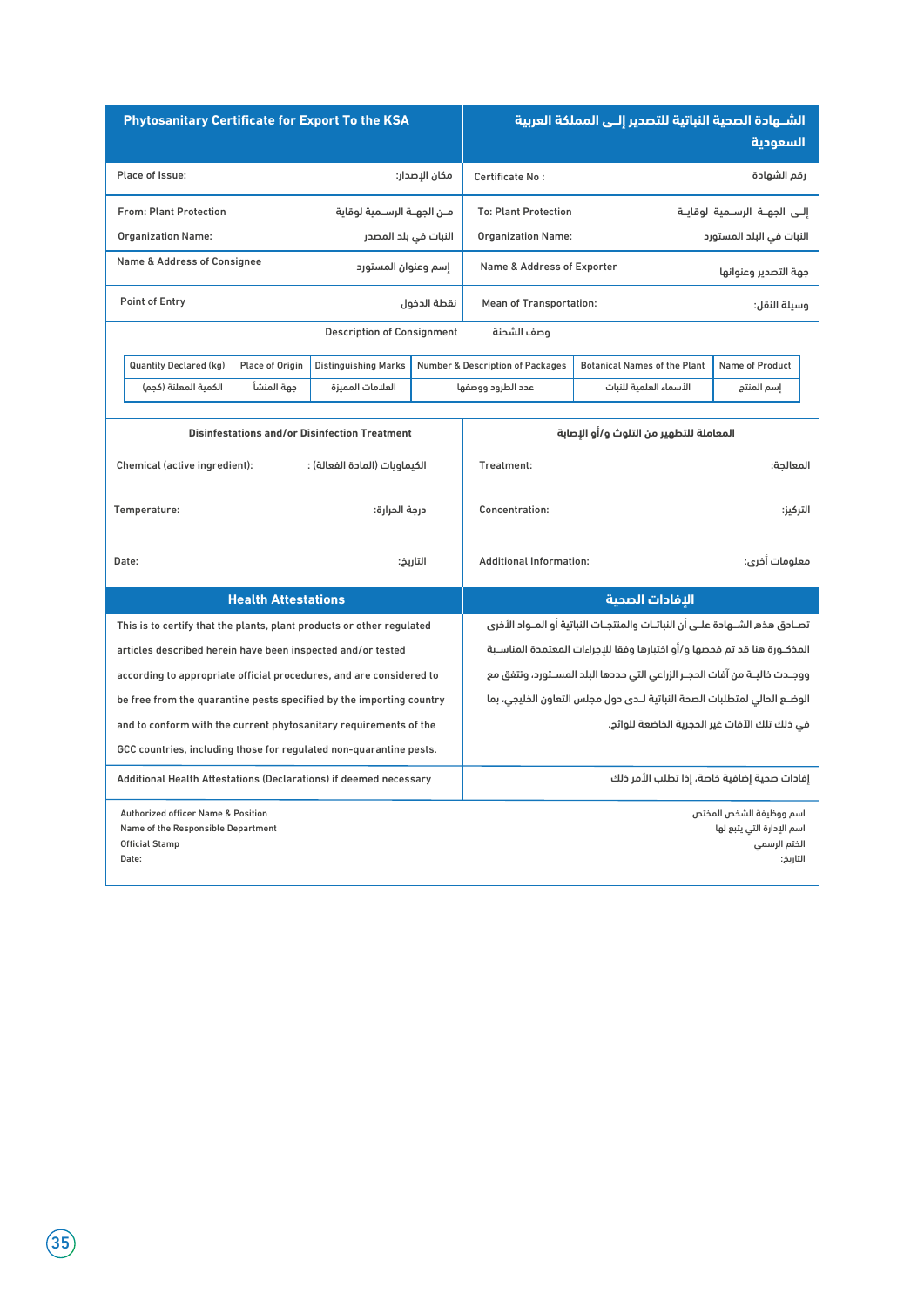| Phytosanitary Certificate for Export To the KSA | | الشـهادة الصحية النباتية للتصدير إلــى المملكة العربية السعودية | |
|---|---|---|---|
| Place of Issue: | مكان الإصدار: | Certificate No : | رقم الشهادة |
| From: Plant Protection Organization Name: | مـن الجهـة الرسـمية لوقاية النبات في بلد المصدر | To: Plant Protection Organization Name: | إلـى الجهـة الرسـمية لوقايـة النبات في البلد المستورد |
| Name & Address of Consignee | إسم وعنوان المستورد | Name & Address of Exporter | جهة التصدير وعنوانها |
| Point of Entry | نقطة الدخول | Mean of Transportation: | وسيلة النقل: |

**Description of Consignment** وصف الشحنة

| Quantity Declared (kg) | Place of Origin | Distinguishing Marks | Number & Description of Packages | Botanical Names of the Plant | Name of Product |
|---|---|---|---|---|---|
| الكمية المعلنة (كجم) | جهة المنشأ | العلامات المميزة | عدد الطرود ووصفها | الأسماء العلمية للنبات | إسم المنتج |

| Disinfestations and/or Disinfection Treatment | | المعاملة للتطهير من التلوث و/أو الإصابة | |
|---|---|---|---|
| Chemical (active ingredient): | الكيماويات (المادة الفعالة) : | Treatment: | المعالجة: |
| Temperature: | درجة الحرارة: | Concentration: | التركيز: |
| Date: | التاريخ: | Additional Information: | معلومات أخرى: |

| Health Attestations | الإفادات الصحية |
|---|---|
| This is to certify that the plants, plant products or other regulated articles described herein have been inspected and/or tested according to appropriate official procedures, and are considered to be free from the quarantine pests specified by the importing country and to conform with the current phytosanitary requirements of the GCC countries, including those for regulated non-quarantine pests. | تصـادق هذه الشـهادة علـى أن النباتـات والمنتجـات النباتية أو المـواد الأخرى المذكـورة هنا قد تم فحصها و/أو اختبارها وفقا للإجراءات المعتمدة المناسـبة ووجـدت خاليـة من آفات الحجـر الزراعي التي حددها البلد المسـتورد، وتتفق مع الوضـع الحالي لمتطلبات الصحة النباتية لـدى دول مجلس التعاون الخليجي، بما في ذلك تلك الآفات غير الحجرية الخاضعة للوائح. |
| Additional Health Attestations (Declarations) if deemed necessary | إفادات صحية إضافية خاصة، إذا تطلب الأمر ذلك |

| | |
|---|---|
| Authorized officer Name & Position | اسم ووظيفة الشخص المختص |
| Name of the Responsible Department | اسم الإدارة التي يتبع لها |
| Official Stamp | الختم الرسمي |
| Date: | التاريخ: |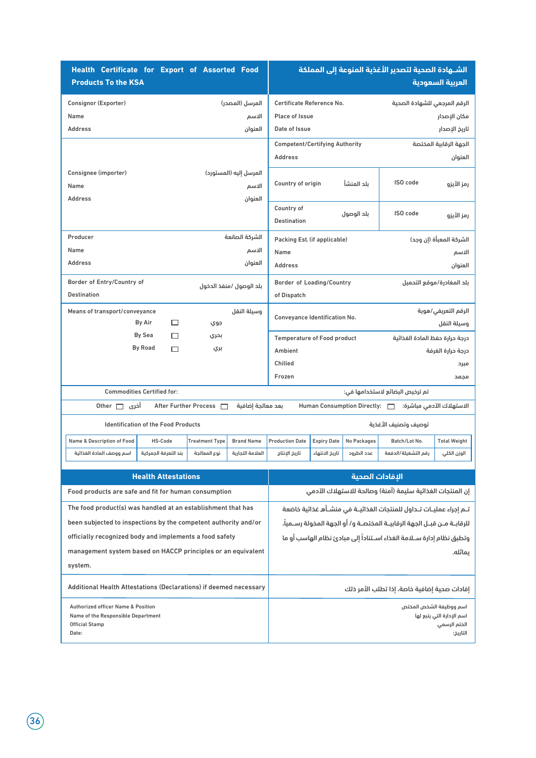| Health Certificate for Export of Assorted Food Products To the KSA | الشـهادة الصحية لتصدير الأغذية المنوعة إلى المملكة العربية السعودية |
|---|---|
| Consignor (Exporter) المرسل (المصدر)<br>Name الاسم<br>Address العنوان | Certificate Reference No. الرقم المرجعي للشهادة الصحية<br>Place of Issue مكان الإصدار<br>Date of Issue تاريخ الإصدار |
| Consignee (importer) المرسل إليه (المستورد)<br>Name الاسم<br>Address العنوان | Competent/Certifying Authority الجهة الرقابية المختصة<br>Address العنوان<br>Country of origin بلد المنشأ — ISO code رمز الأيزو<br>Country of Destination بلد الوصول — ISO code رمز الأيزو |
| Producer الشركة الصانعة<br>Name الاسم<br>Address العنوان | Packing Est. (if applicable) الشركة المعبأة (إن وجد)<br>Name الاسم<br>Address العنوان |
| Border of Entry/Country of Destination بلد الوصول/ منفذ الدخول | Border of Loading/Country of Dispatch بلد المغادرة/موقع التحميل |
| Means of transport/conveyance وسيلة النقل<br>By Air ☐ جوي<br>By Sea ☐ بحري<br>By Road ☐ بري | Conveyance Identification No. الرقم التعريفي/هوية وسيلة النقل<br>Temperature of Food product درجة حرارة حفظ المادة الغذائية<br>Ambient درجة حرارة الغرفة<br>Chilled مبرد<br>Frozen مجمد |

Commodities Certified for: تم ترخيص البضائع لاستخدامها في:

Other ☐ أخرى — After Further Process ☐ بعد معالجة إضافية — Human Consumption Directly: ☐ الاستهلاك الآدمي مباشرة:

Identification of the Food Products توصيف وتصنيف الأغذية

| Name & Description of Food | HS-Code | Treatment Type | Brand Name | Production Date | Expiry Date | No Packages | Batch/Lot No. | Total Weight |
|---|---|---|---|---|---|---|---|---|
| اسم ووصف المادة الغذائية | بند التعرفة الجمركية | نوع المعالجة | العلامة التجارية | تاريخ الإنتاج | تاريخ الانتهاء | عدد الطرود | رقم التشغيلة/الدفعة | الوزن الكلي |

| Health Attestations | الإفادات الصحية |
|---|---|
| Food products are safe and fit for human consumption | إن المنتجات الغذائية سليمة (آمنة) وصالحة للاستهلاك الآدمي |
| The food product(s) was handled at an establishment that has been subjected to inspections by the competent authority and/or officially recognized body and implements a food safety management system based on HACCP principles or an equivalent system. | تـم إجراء عمليـات تـداول للمنتجات الغذائيـة في منشـأة غذائية خاضعة للرقابـة مـن قبـل الجهة الرقابيـة المختصـة و/ أو الجهة المخولة رسـمياً، وتطبق نظام إدارة سـلامة الغذاء اسـتناداً إلى مبادئ نظام الهاسب أو ما يماثله. |
| Additional Health Attestations (Declarations) if deemed necessary | إفادات صحية إضافية خاصة، إذا تطلب الأمر ذلك |
| Authorized officer Name & Position<br>Name of the Responsible Department<br>Official Stamp<br>Date: | اسم ووظيفة الشخص المختص<br>اسم الإدارة التي يتبع لها<br>الختم الرسمي<br>التاريخ: |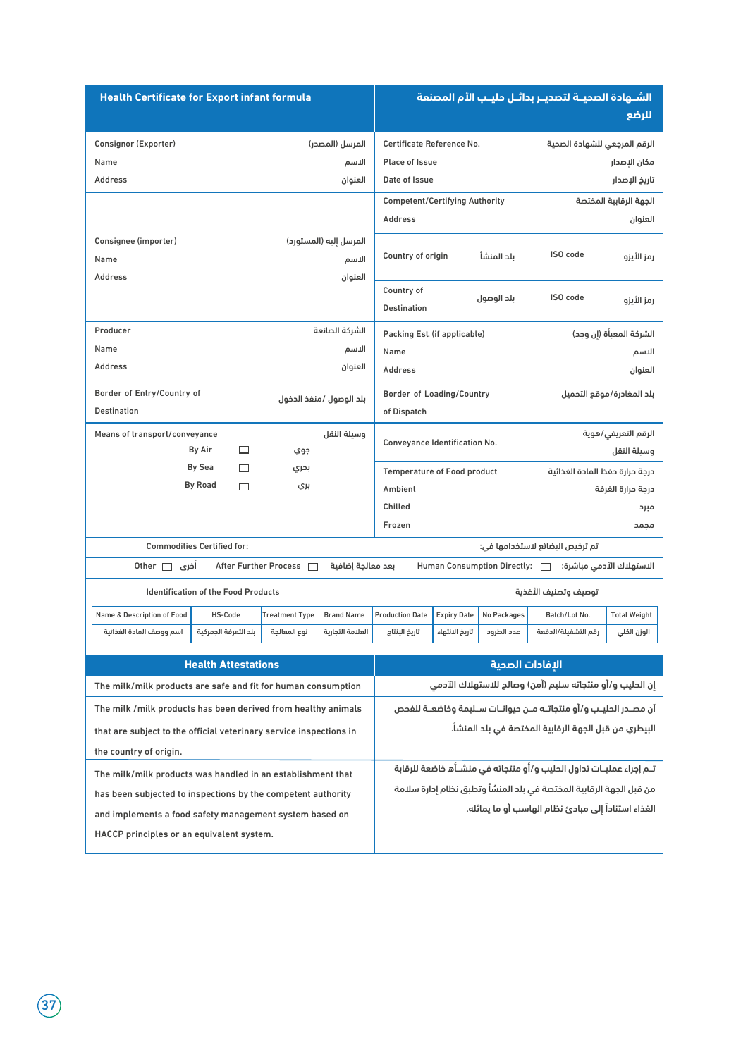| Health Certificate for Export infant formula | الشـهادة الصحيـة لتصديـر بدائـل حليـب الأم المصنعة للرضع |
|---|---|
| Consignor (Exporter) المرسل (المصدر)<br>Name الاسم<br>Address العنوان | Certificate Reference No. الرقم المرجعي للشهادة الصحية<br>Place of Issue مكان الإصدار<br>Date of Issue تاريخ الإصدار |
| Consignee (importer) المرسل إليه (المستورد)<br>Name الاسم<br>Address العنوان | Competent/Certifying Authority الجهة الرقابية المختصة<br>Address العنوان<br>Country of origin بلد المنشأ — ISO code رمز الأيزو<br>Country of Destination بلد الوصول — ISO code رمز الأيزو |
| Producer الشركة الصانعة<br>Name الاسم<br>Address العنوان | Packing Est. (if applicable) الشركة المعبأة (إن وجد)<br>Name الاسم<br>Address العنوان |
| Border of Entry/Country of Destination بلد الوصول/ منفذ الدخول | Border of Loading/Country of Dispatch بلد المغادرة/موقع التحميل |
| Means of transport/conveyance وسيلة النقل<br>By Air ☐ جوي<br>By Sea ☐ بحري<br>By Road ☐ بري | Conveyance Identification No. الرقم التعريفي/هوية وسيلة النقل<br>Temperature of Food product درجة حرارة حفظ المادة الغذائية<br>Ambient درجة حرارة الغرفة<br>Chilled مبرد<br>Frozen مجمد |

Commodities Certified for: تم ترخيص البضائع لاستخدامها في:

Other ☐ أخرى &nbsp;&nbsp; After Further Process ☐ بعد معالجة إضافية &nbsp;&nbsp; Human Consumption Directly: ☐ الاستهلاك الآدمي مباشرة:

Identification of the Food Products توصيف وتصنيف الأغذية

| Name & Description of Food<br>اسم ووصف المادة الغذائية | HS-Code<br>بند التعرفة الجمركية | Treatment Type<br>نوع المعالجة | Brand Name<br>العلامة التجارية | Production Date<br>تاريخ الإنتاج | Expiry Date<br>تاريخ الانتهاء | No Packages<br>عدد الطرود | Batch/Lot No.<br>رقم التشغيلة/الدفعة | Total Weight<br>الوزن الكلي |
|---|---|---|---|---|---|---|---|---|
| | | | | | | | | |

| Health Attestations | الإفادات الصحية |
|---|---|
| The milk/milk products are safe and fit for human consumption | إن الحليب و/أو منتجاته سليم (آمن) وصالح للاستهلاك الآدمي |
| The milk /milk products has been derived from healthy animals that are subject to the official veterinary service inspections in the country of origin. | أن مصـدر الحليـب و/أو منتجاتـه مـن حيوانـات سـليمة وخاضعـة للفحص البيطري من قبل الجهة الرقابية المختصة في بلد المنشأ. |
| The milk/milk products was handled in an establishment that has been subjected to inspections by the competent authority and implements a food safety management system based on HACCP principles or an equivalent system. | تـم إجراء عمليـات تداول الحليب و/أو منتجاته في منشـأة خاضعة للرقابة من قبل الجهة الرقابية المختصة في بلد المنشأ وتطبق نظام إدارة سلامة الغذاء استناداً إلى مبادئ نظام الهاسب أو ما يماثله. |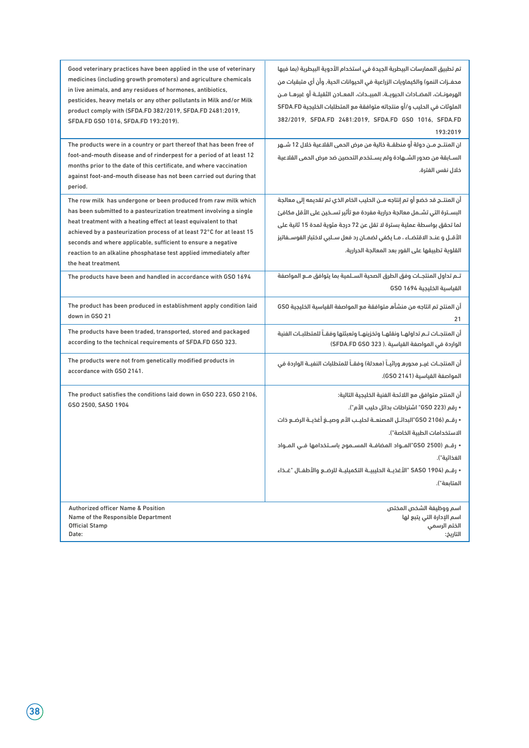| | |
|---|---|
| Good veterinary practices have been applied in the use of veterinary medicines (including growth promoters) and agriculture chemicals in live animals, and any residues of hormones, antibiotics, pesticides, heavy metals or any other pollutants in Milk and/or Milk product comply with (SFDA.FD 382/2019, SFDA.FD 2481:2019, SFDA.FD GSO 1016, SFDA.FD 193:2019). | تم تطبيق الممارسات البيطرية الجيدة في استخدام الأدوية البيطرية (بما فيها محفـزات النمو) والكيماويات الزراعية في الحيوانات الحية, وأن أي متبقيات من الهرمونـات، المضـادات الحيويـة، المبيـدات، المعـادن الثقيلـة أو غيرهـا مـن الملوثات في الحليب و/أو منتجاته متوافقة مع المتطلبات الخليجية SFDA.FD 382/2019, SFDA.FD 2481:2019, SFDA.FD GSO 1016, SFDA.FD 193:2019 |
| The products were in a country or part thereof that has been free of foot-and-mouth disease and of rinderpest for a period of at least 12 months prior to the date of this certificate, and where vaccination against foot-and-mouth disease has not been carried out during that period. | ان المنتـج مـن دولة أو منطقـة خالية من مرض الحمى القلاعية خلال 12 شـهر السـابقة من صدور الشـهادة ولم يسـتخدم التحصين ضد مرض الحمى القلاعية خلال نفس الفترة. |
| The row milk has undergone or been produced from raw milk which has been submitted to a pasteurization treatment involving a single heat treatment with a heating effect at least equivalent to that achieved by a pasteurization process of at least 72°C for at least 15 seconds and where applicable, sufficient to ensure a negative reaction to an alkaline phosphatase test applied immediately after the heat treatment. | أن المنتـج قد خضع أو تم إنتاجه مـن الحليب الخام الذي تم تقديمه إلى معالجة البسـترة التي تشـمل معالجة حرارية مفردة مع تأثير تسـخين على الأقل مكافئ لما تحقق بواسطة عملية بسترة لا تقل عن 72 درجة مئوية لمدة 15 ثانية على الأقـل و عنـد الاقتضـاء ، مـا يكفي لضمـان رد فعل سـلبي لاختبار الفوسـفاتيز القلوية تطبيقها على الفور بعد المعالجة الحرارية. |
| The products have been and handled in accordance with GSO 1694 | تـم تداول المنتجـات وفق الطرق الصحية السـلمية بما يتوافق مـع المواصفة القياسية الخليجية GSO 1694 |
| The product has been produced in establishment apply condition laid down in GSO 21 | أن المنتج تم انتاجه من منشأة متوافقة مع المواصفة القياسية الخليجية GSO 21 |
| The products have been traded, transported, stored and packaged according to the technical requirements of SFDA.FD GSO 323. | أن المنتجـات تـم تداولهـا ونقلهـا وتخزينهـا وتعبئتها وفقـاً للمتطلبـات الفنية الواردة في المواصفة القياسية (SFDA.FD GSO 323 ). |
| The products were not from genetically modified products in accordance with GSO 2141. | أن المنتجـات غيـر محورة وراثيـاً (معدلة) وفقـاً للمتطلبات النفيـة الواردة في المواصفة القياسية (GSO 2141). |
| The product satisfies the conditions laid down in GSO 223, GSO 2106, GSO 2500, SASO 1904 | أن المنتج متوافق مع اللائحة الفنية الخليجية التالية:<br>• رقم (GSO 223 "اشتراطات بدائل حليب الأم").<br>• رقـم (GSO 2106"البدائـل المصنعـة لحليـب الأم وصيـغ أغذيـة الرضـع ذات الاستخدامات الطبية الخاصة").<br>• رقـم (GSO 2500"المـواد المضافـة المسـموح باسـتخدامها فـي المـواد الغذائية").<br>• رقـم (SASO 1904 "الأغذيـة الحليبيـة التكميليـة للرضـع والأطفـال "غـذاء المتابعة"). |

Authorized officer Name & Position
Name of the Responsible Department
Official Stamp
Date:

اسم ووظيفة الشخص المختص
اسم الإدارة التي يتبع لها
الختم الرسمي
التاريخ: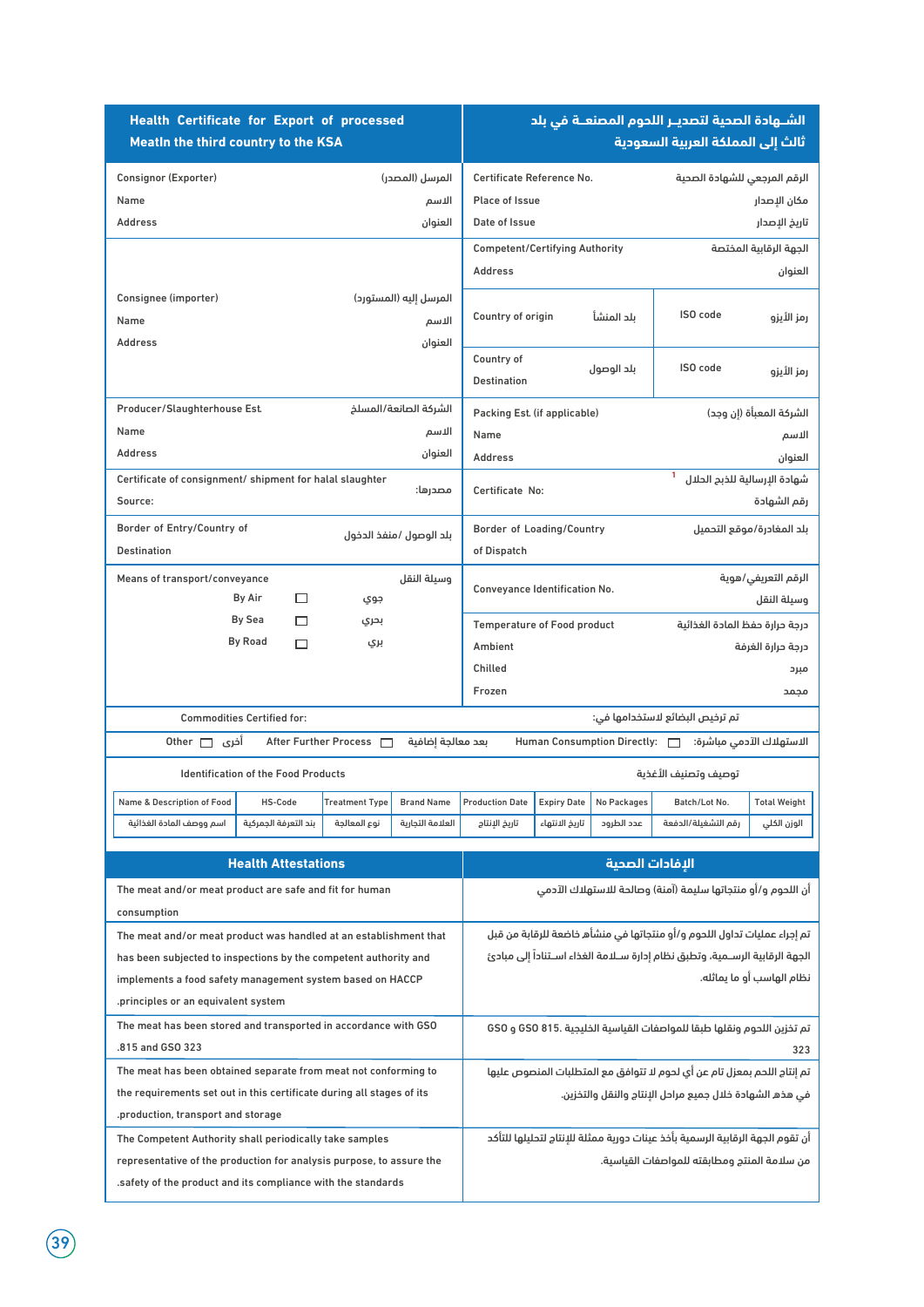| Health Certificate for Export of processed MeatIn the third country to the KSA | الشـهادة الصحية لتصديـر اللحوم المصنعـة في بلد ثالث إلى المملكة العربية السعودية |
|---|---|
| Consignor (Exporter) المرسل (المصدر)<br>Name الاسم<br>Address العنوان | Certificate Reference No. الرقم المرجعي للشهادة الصحية<br>Place of Issue مكان الإصدار<br>Date of Issue تاريخ الإصدار |
| | Competent/Certifying Authority الجهة الرقابية المختصة<br>Address العنوان |
| Consignee (importer) المرسل إليه (المستورد)<br>Name الاسم<br>Address العنوان | Country of origin بلد المنشأ — ISO code رمز الأيزو<br>Country of Destination بلد الوصول — ISO code رمز الأيزو |
| Producer/Slaughterhouse Est. الشركة الصانعة/المسلخ<br>Name الاسم<br>Address العنوان | Packing Est. (if applicable) الشركة المعبأة (إن وجد)<br>Name الاسم<br>Address العنوان |
| Certificate of consignment/ shipment for halal slaughter<br>Source: مصدرها: | Certificate No: شهادة الإرسالية للذبح الحلال [1]<br>رقم الشهادة |
| Border of Entry/Country of Destination بلد الوصول / منفذ الدخول | Border of Loading/Country of Dispatch بلد المغادرة/موقع التحميل |
| Means of transport/conveyance وسيلة النقل<br>By Air ☐ جوي<br>By Sea ☐ بحري<br>By Road ☐ بري | Conveyance Identification No. الرقم التعريفي/هوية وسيلة النقل<br>Temperature of Food product درجة حرارة حفظ المادة الغذائية<br>Ambient درجة حرارة الغرفة<br>Chilled مبرد<br>Frozen مجمد |

Commodities Certified for: تم ترخيص البضائع لاستخدامها في:

Other ☐ أخرى — After Further Process ☐ بعد معالجة إضافية — Human Consumption Directly: ☐ الاستهلاك الآدمي مباشرة:

Identification of the Food Products توصيف وتصنيف الأغذية

| Name & Description of Food | HS-Code | Treatment Type | Brand Name | Production Date | Expiry Date | No Packages | Batch/Lot No. | Total Weight |
|---|---|---|---|---|---|---|---|---|
| اسم ووصف المادة الغذائية | بند التعرفة الجمركية | نوع المعالجة | العلامة التجارية | تاريخ الإنتاج | تاريخ الانتهاء | عدد الطرود | رقم التشغيلة/الدفعة | الوزن الكلي |

| Health Attestations | الإفادات الصحية |
|---|---|
| The meat and/or meat product are safe and fit for human consumption | أن اللحوم و/أو منتجاتها سليمة (آمنة) وصالحة للاستهلاك الآدمي |
| The meat and/or meat product was handled at an establishment that has been subjected to inspections by the competent authority and implements a food safety management system based on HACCP principles or an equivalent system. | تم إجراء عمليات تداول اللحوم و/أو منتجاتها في منشأة خاضعة للرقابة من قبل الجهة الرقابية الرسـمية، وتطبق نظام إدارة سـلامة الغذاء اسـتناداً إلى مبادئ نظام الهاسب أو ما يماثله. |
| The meat has been stored and transported in accordance with GSO 815 and GSO 323. | تم تخزين اللحوم ونقلها طبقا للمواصفات القياسية الخليجية. GSO 815 و GSO 323 |
| The meat has been obtained separate from meat not conforming to the requirements set out in this certificate during all stages of its production, transport and storage. | تم إنتاج اللحم بمعزل عن أي لحوم لا تتوافق مع المتطلبات المنصوص عليها في هذه الشهادة خلال جميع مراحل الإنتاج والنقل والتخزين. |
| The Competent Authority shall periodically take samples representative of the production for analysis purpose, to assure the safety of the product and its compliance with the standards. | أن تقوم الجهة الرقابية الرسمية بأخذ عينات دورية ممثلة للإنتاج لتحليلها للتأكد من سلامة المنتج ومطابقته للمواصفات القياسية. |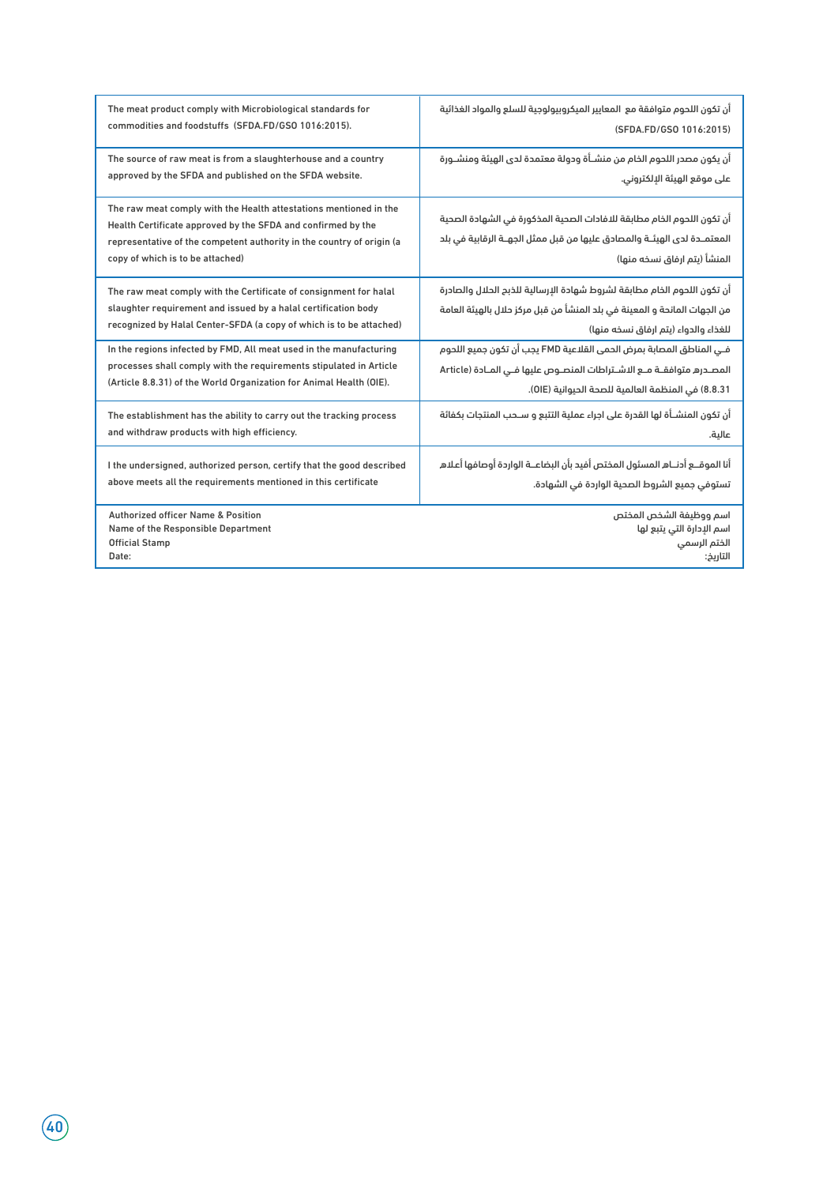| | |
|---|---|
| The meat product comply with Microbiological standards for commodities and foodstuffs (SFDA.FD/GSO 1016:2015). | أن تكون اللحوم متوافقة مع المعايير الميكروبيولوجية للسلع والمواد الغذائية (SFDA.FD/GSO 1016:2015) |
| The source of raw meat is from a slaughterhouse and a country approved by the SFDA and published on the SFDA website. | أن يكون مصدر اللحوم الخام من منشـأة ودولة معتمدة لدى الهيئة ومنشـورة على موقع الهيئة الإلكتروني. |
| The raw meat comply with the Health attestations mentioned in the Health Certificate approved by the SFDA and confirmed by the representative of the competent authority in the country of origin (a copy of which is to be attached) | أن تكون اللحوم الخام مطابقة للافادات الصحية المذكورة في الشهادة الصحية المعتمـدة لدى الهيئـة والمصادق عليها من قبل ممثل الجهـة الرقابية في بلد المنشأ (يتم ارفاق نسخه منها) |
| The raw meat comply with the Certificate of consignment for halal slaughter requirement and issued by a halal certification body recognized by Halal Center-SFDA (a copy of which is to be attached) | أن تكون اللحوم الخام مطابقة لشروط شهادة الإرسالية للذبح الحلال والصادرة من الجهات المانحة و المعينة في بلد المنشأ من قبل مركز حلال بالهيئة العامة للغذاء والدواء (يتم ارفاق نسخه منها) |
| In the regions infected by FMD, All meat used in the manufacturing processes shall comply with the requirements stipulated in Article (Article 8.8.31) of the World Organization for Animal Health (OIE). | فـي المناطق المصابة بمرض الحمى القلاعية FMD يجب أن تكون جميع اللحوم المصـدرهم متوافقـة مـع الاشـتراطات المنصـوص عليها فـي المـادة (Article 8.8.31) في المنظمة العالمية للصحة الحيوانية (OIE). |
| The establishment has the ability to carry out the tracking process and withdraw products with high efficiency. | أن تكون المنشـأة لها القدرة على اجراء عملية التتبع و سـحب المنتجات بكفائة عالية. |
| I the undersigned, authorized person, certify that the good described above meets all the requirements mentioned in this certificate | أنا الموقــع أدنـاه المسئول المختص أفيد بأن البضاعــة الواردة أوصافها أعـلاه تستوفي جميع الشروط الصحية الواردة في الشهادة. |
| Authorized officer Name & Position<br>Name of the Responsible Department<br>Official Stamp<br>Date: | اسم ووظيفة الشخص المختص<br>اسم الإدارة التي يتبع لها<br>الختم الرسمي<br>التاريخ: |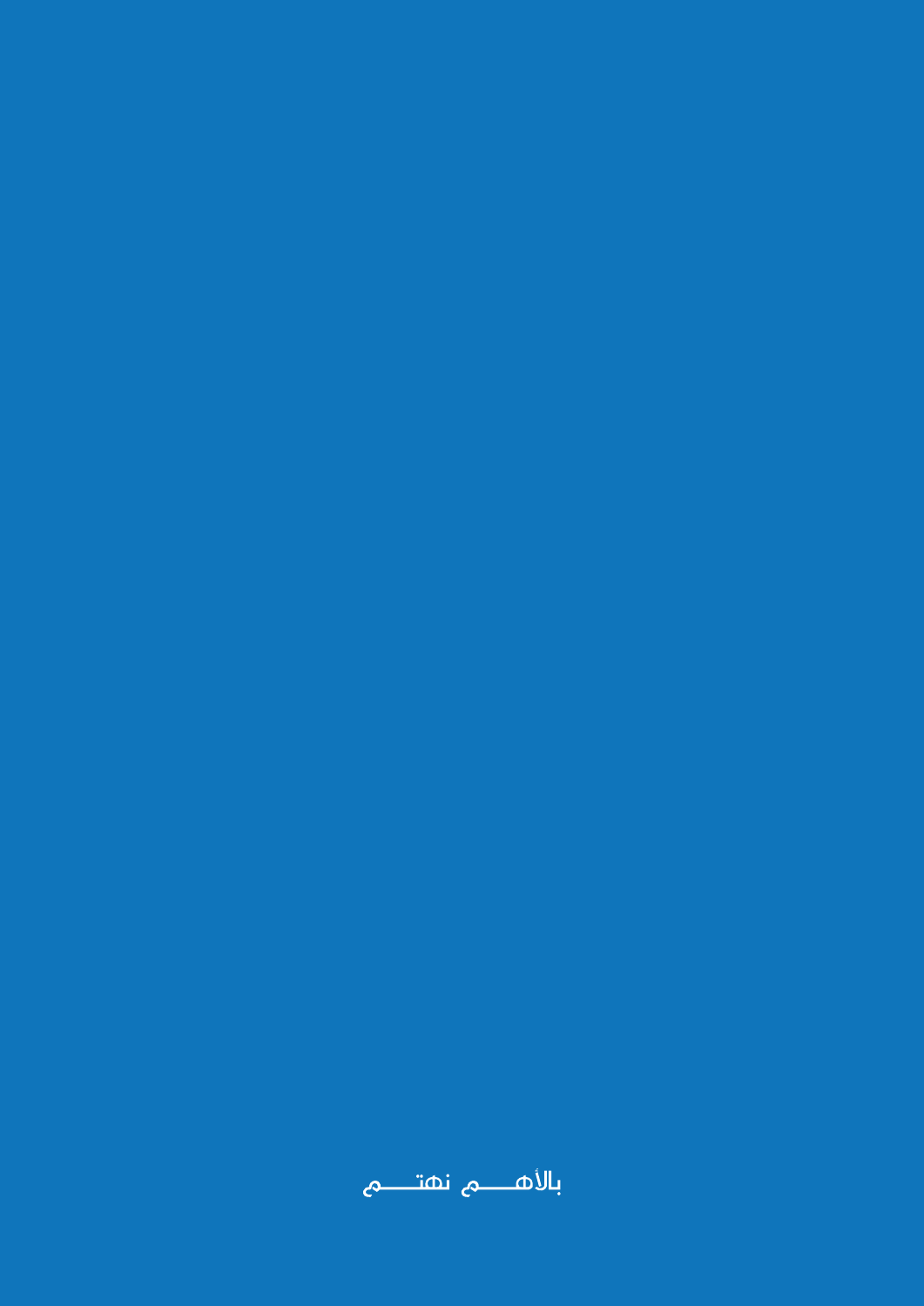بالأهـــــم نهتـــــم